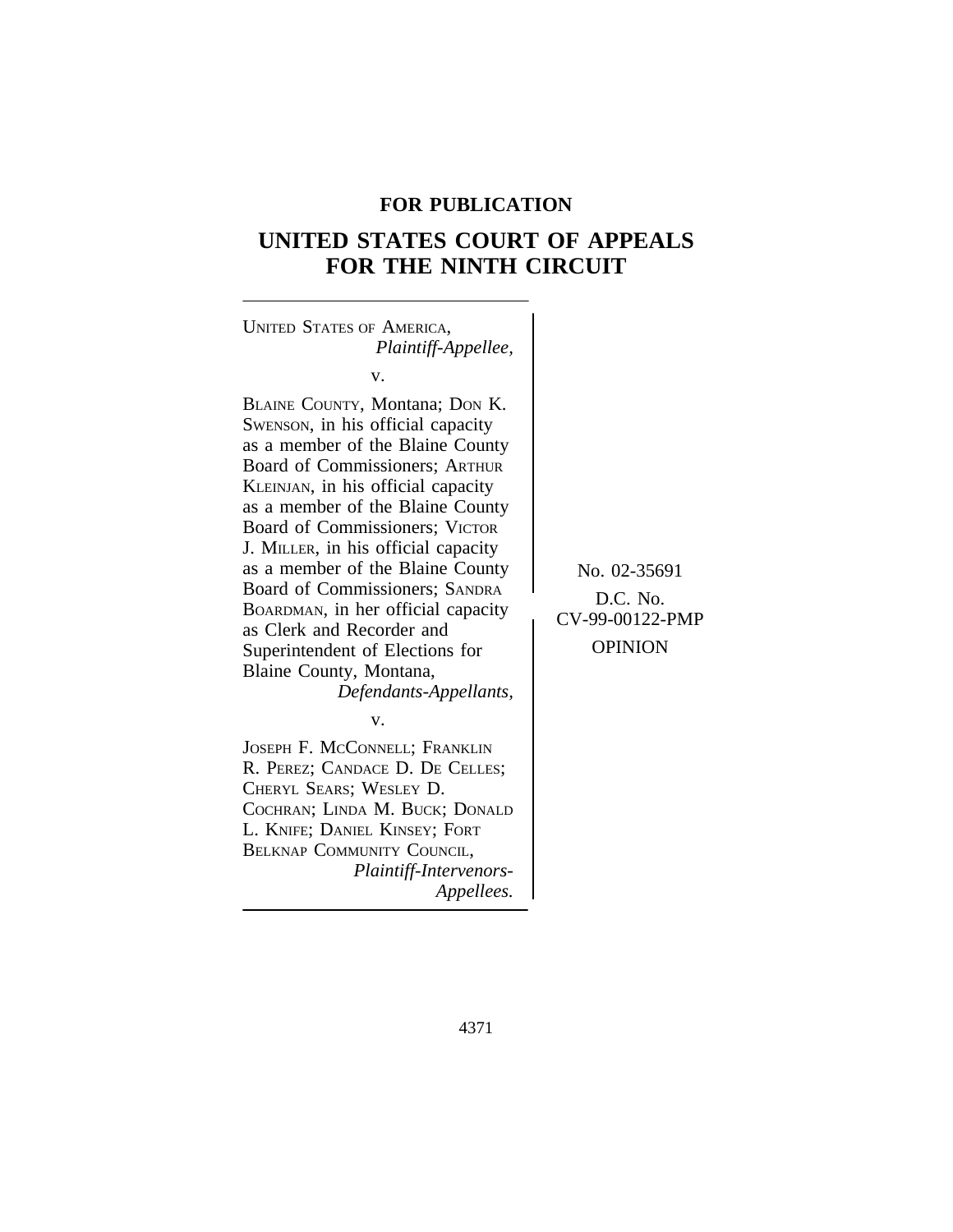**FOR PUBLICATION**

# UNITED STATES COURT OF APPEALS FOR THE NINTH CIRCUIT

UNITED STATES OF AMERICA,
*Plaintiff-Appellee,*

v.

BLAINE COUNTY, Montana; DON K. SWENSON, in his official capacity as a member of the Blaine County Board of Commissioners; ARTHUR KLEINJAN, in his official capacity as a member of the Blaine County Board of Commissioners; VICTOR J. MILLER, in his official capacity as a member of the Blaine County Board of Commissioners; SANDRA BOARDMAN, in her official capacity as Clerk and Recorder and Superintendent of Elections for Blaine County, Montana,
*Defendants-Appellants,*

v.

JOSEPH F. MCCONNELL; FRANKLIN R. PEREZ; CANDACE D. DE CELLES; CHERYL SEARS; WESLEY D. COCHRAN; LINDA M. BUCK; DONALD L. KNIFE; DANIEL KINSEY; FORT BELKNAP COMMUNITY COUNCIL,
*Plaintiff-Intervenors-Appellees.*

No. 02-35691

D.C. No. CV-99-00122-PMP

OPINION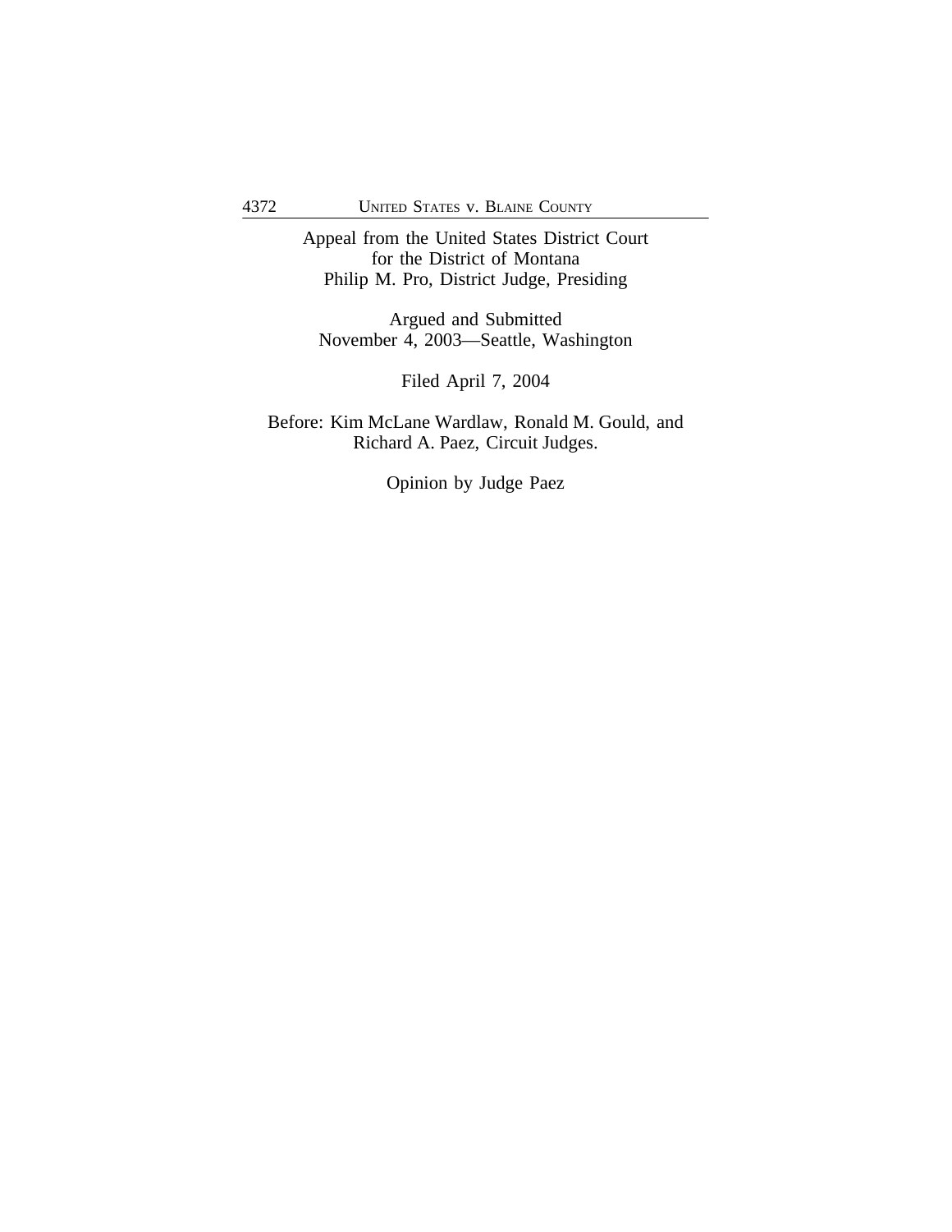Appeal from the United States District Court
for the District of Montana
Philip M. Pro, District Judge, Presiding

Argued and Submitted
November 4, 2003—Seattle, Washington

Filed April 7, 2004

Before: Kim McLane Wardlaw, Ronald M. Gould, and
Richard A. Paez, Circuit Judges.

Opinion by Judge Paez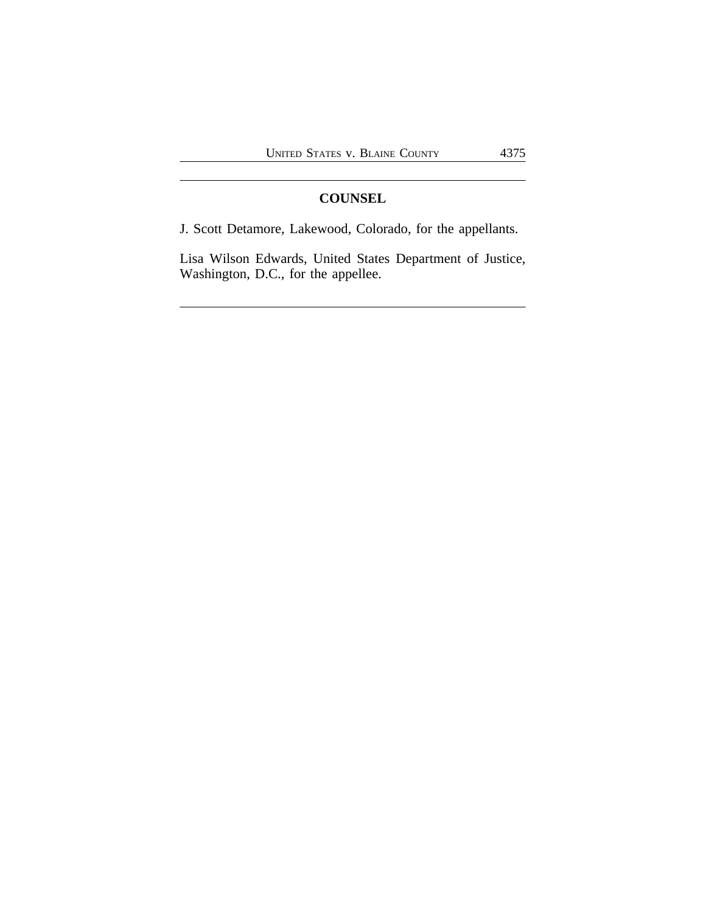## COUNSEL

J. Scott Detamore, Lakewood, Colorado, for the appellants.

Lisa Wilson Edwards, United States Department of Justice, Washington, D.C., for the appellee.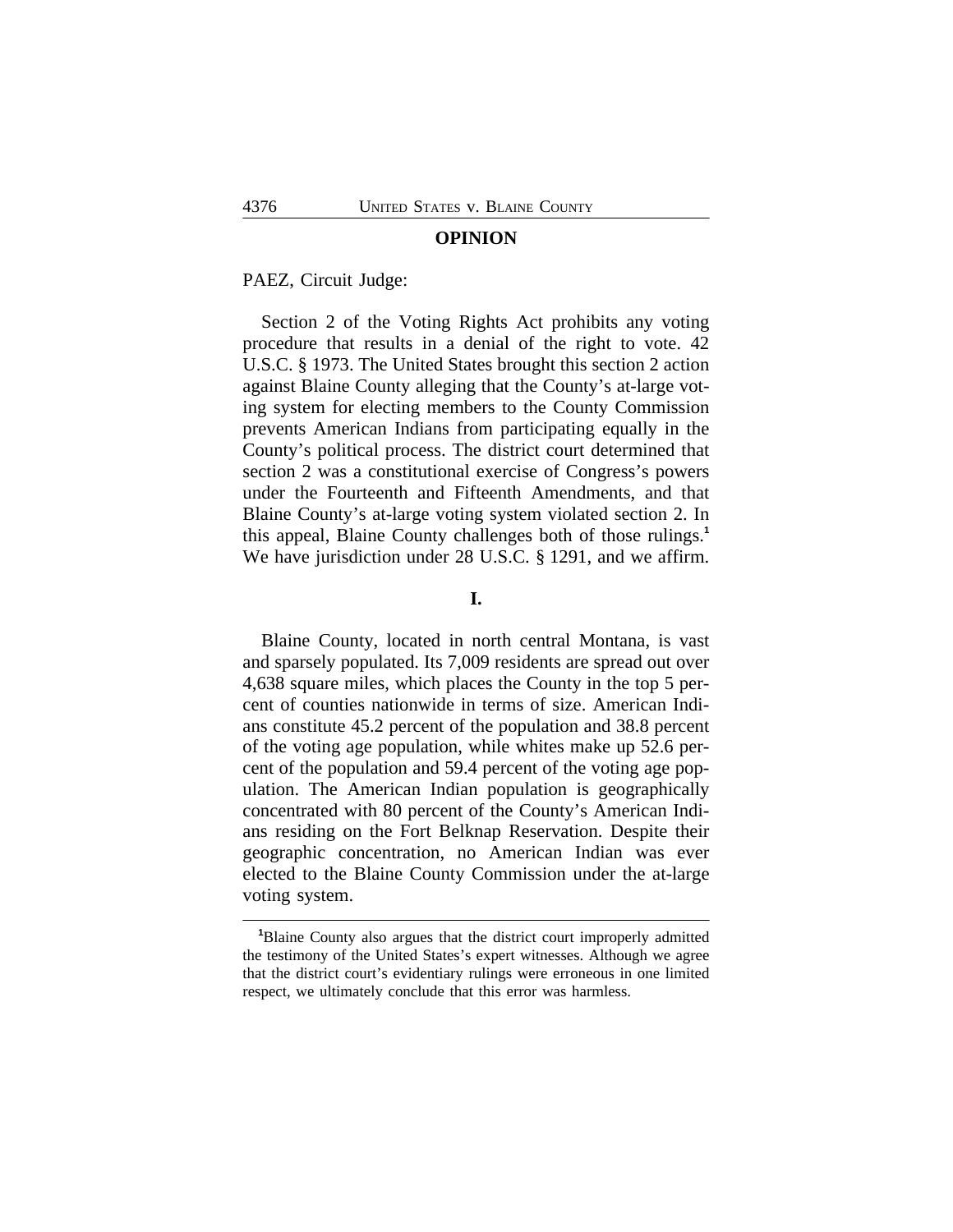## OPINION

PAEZ, Circuit Judge:

Section 2 of the Voting Rights Act prohibits any voting procedure that results in a denial of the right to vote. 42 U.S.C. § 1973. The United States brought this section 2 action against Blaine County alleging that the County's at-large voting system for electing members to the County Commission prevents American Indians from participating equally in the County's political process. The district court determined that section 2 was a constitutional exercise of Congress's powers under the Fourteenth and Fifteenth Amendments, and that Blaine County's at-large voting system violated section 2. In this appeal, Blaine County challenges both of those rulings.[1] We have jurisdiction under 28 U.S.C. § 1291, and we affirm.

## I.

Blaine County, located in north central Montana, is vast and sparsely populated. Its 7,009 residents are spread out over 4,638 square miles, which places the County in the top 5 percent of counties nationwide in terms of size. American Indians constitute 45.2 percent of the population and 38.8 percent of the voting age population, while whites make up 52.6 percent of the population and 59.4 percent of the voting age population. The American Indian population is geographically concentrated with 80 percent of the County's American Indians residing on the Fort Belknap Reservation. Despite their geographic concentration, no American Indian was ever elected to the Blaine County Commission under the at-large voting system.

[1]Blaine County also argues that the district court improperly admitted the testimony of the United States's expert witnesses. Although we agree that the district court's evidentiary rulings were erroneous in one limited respect, we ultimately conclude that this error was harmless.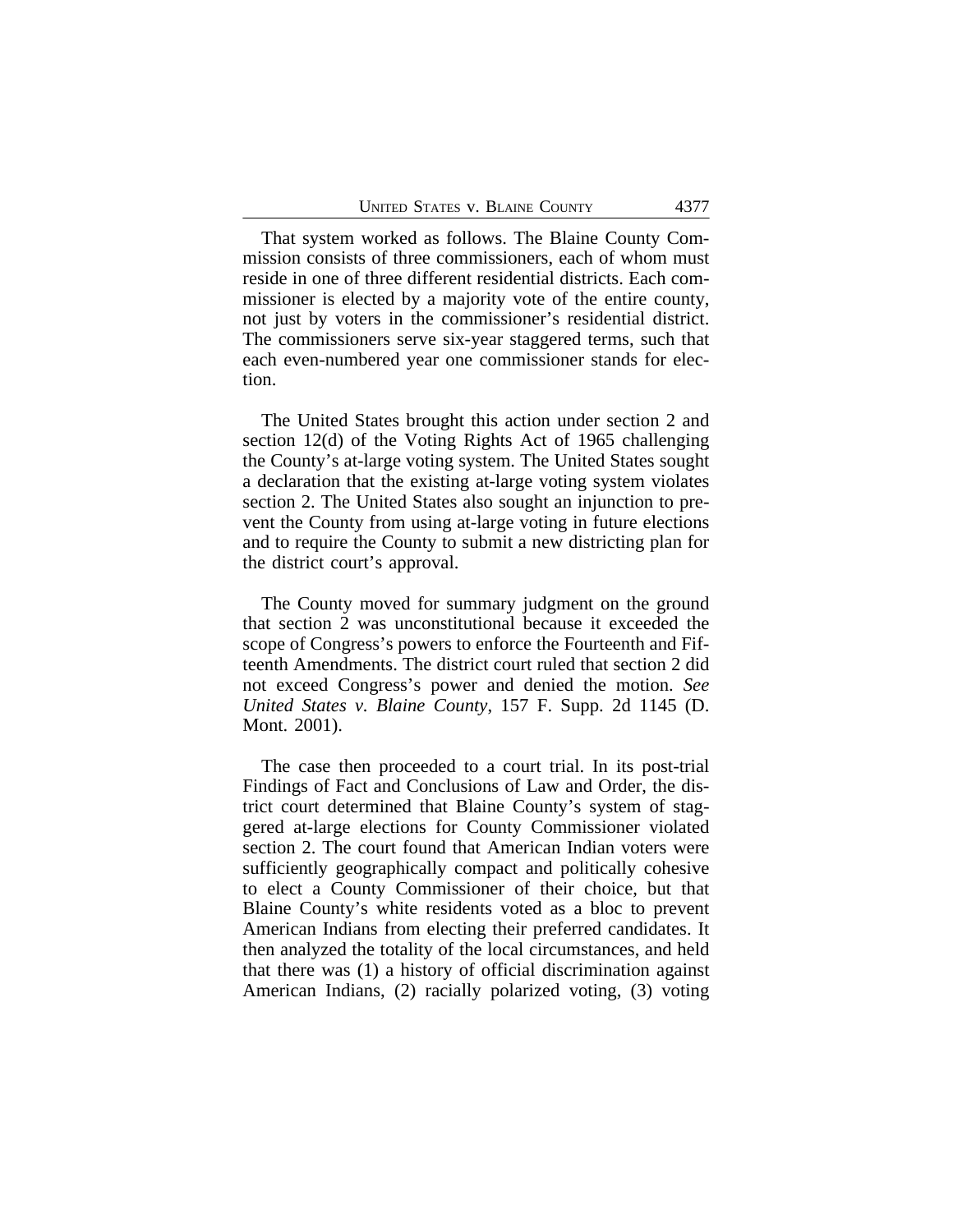That system worked as follows. The Blaine County Commission consists of three commissioners, each of whom must reside in one of three different residential districts. Each commissioner is elected by a majority vote of the entire county, not just by voters in the commissioner's residential district. The commissioners serve six-year staggered terms, such that each even-numbered year one commissioner stands for election.

The United States brought this action under section 2 and section 12(d) of the Voting Rights Act of 1965 challenging the County's at-large voting system. The United States sought a declaration that the existing at-large voting system violates section 2. The United States also sought an injunction to prevent the County from using at-large voting in future elections and to require the County to submit a new districting plan for the district court's approval.

The County moved for summary judgment on the ground that section 2 was unconstitutional because it exceeded the scope of Congress's powers to enforce the Fourteenth and Fifteenth Amendments. The district court ruled that section 2 did not exceed Congress's power and denied the motion. *See United States v. Blaine County*, 157 F. Supp. 2d 1145 (D. Mont. 2001).

The case then proceeded to a court trial. In its post-trial Findings of Fact and Conclusions of Law and Order, the district court determined that Blaine County's system of staggered at-large elections for County Commissioner violated section 2. The court found that American Indian voters were sufficiently geographically compact and politically cohesive to elect a County Commissioner of their choice, but that Blaine County's white residents voted as a bloc to prevent American Indians from electing their preferred candidates. It then analyzed the totality of the local circumstances, and held that there was (1) a history of official discrimination against American Indians, (2) racially polarized voting, (3) voting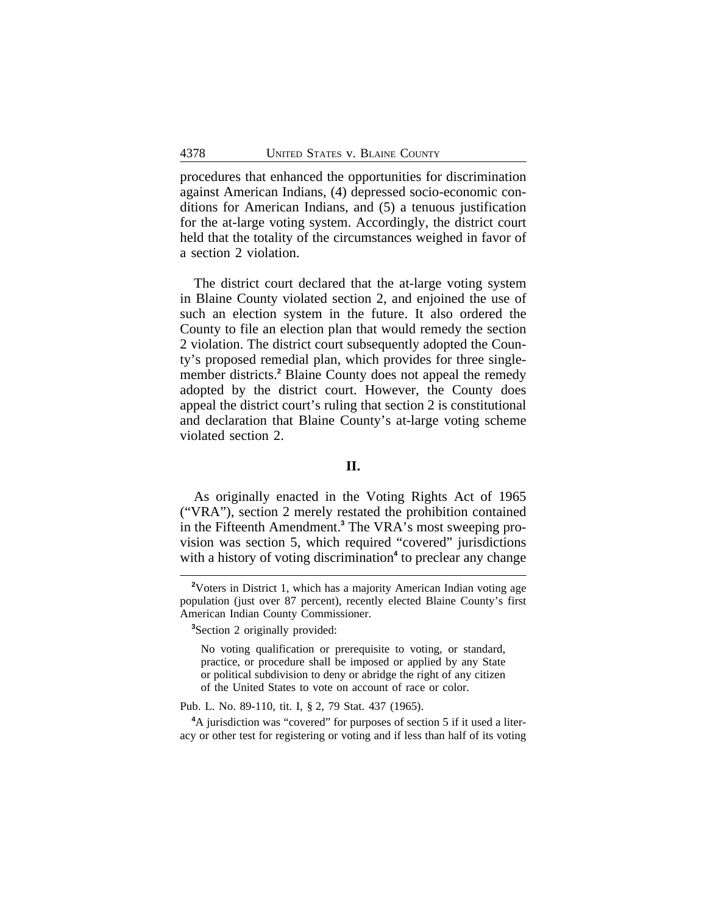procedures that enhanced the opportunities for discrimination against American Indians, (4) depressed socio-economic conditions for American Indians, and (5) a tenuous justification for the at-large voting system. Accordingly, the district court held that the totality of the circumstances weighed in favor of a section 2 violation.

The district court declared that the at-large voting system in Blaine County violated section 2, and enjoined the use of such an election system in the future. It also ordered the County to file an election plan that would remedy the section 2 violation. The district court subsequently adopted the County's proposed remedial plan, which provides for three single-member districts.[2] Blaine County does not appeal the remedy adopted by the district court. However, the County does appeal the district court's ruling that section 2 is constitutional and declaration that Blaine County's at-large voting scheme violated section 2.

## II.

As originally enacted in the Voting Rights Act of 1965 ("VRA"), section 2 merely restated the prohibition contained in the Fifteenth Amendment.[3] The VRA's most sweeping provision was section 5, which required "covered" jurisdictions with a history of voting discrimination[4] to preclear any change

---

[2]Voters in District 1, which has a majority American Indian voting age population (just over 87 percent), recently elected Blaine County's first American Indian County Commissioner.

[3]Section 2 originally provided:

> No voting qualification or prerequisite to voting, or standard, practice, or procedure shall be imposed or applied by any State or political subdivision to deny or abridge the right of any citizen of the United States to vote on account of race or color.

Pub. L. No. 89-110, tit. I, § 2, 79 Stat. 437 (1965).

[4]A jurisdiction was "covered" for purposes of section 5 if it used a literacy or other test for registering or voting and if less than half of its voting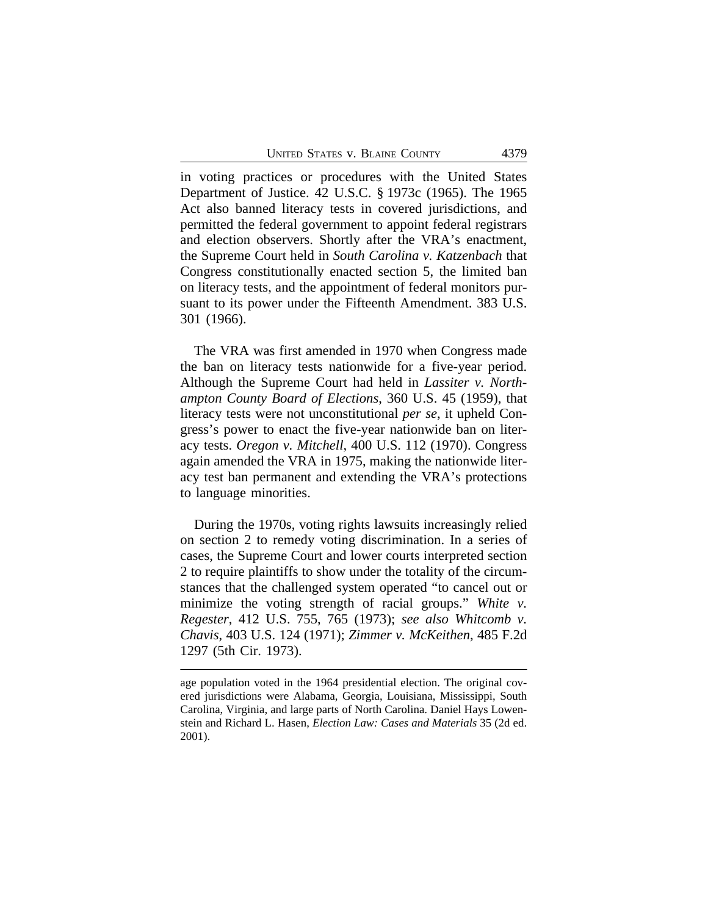in voting practices or procedures with the United States Department of Justice. 42 U.S.C. § 1973c (1965). The 1965 Act also banned literacy tests in covered jurisdictions, and permitted the federal government to appoint federal registrars and election observers. Shortly after the VRA's enactment, the Supreme Court held in *South Carolina v. Katzenbach* that Congress constitutionally enacted section 5, the limited ban on literacy tests, and the appointment of federal monitors pursuant to its power under the Fifteenth Amendment. 383 U.S. 301 (1966).

The VRA was first amended in 1970 when Congress made the ban on literacy tests nationwide for a five-year period. Although the Supreme Court had held in *Lassiter v. Northampton County Board of Elections*, 360 U.S. 45 (1959), that literacy tests were not unconstitutional *per se*, it upheld Congress's power to enact the five-year nationwide ban on literacy tests. *Oregon v. Mitchell*, 400 U.S. 112 (1970). Congress again amended the VRA in 1975, making the nationwide literacy test ban permanent and extending the VRA's protections to language minorities.

During the 1970s, voting rights lawsuits increasingly relied on section 2 to remedy voting discrimination. In a series of cases, the Supreme Court and lower courts interpreted section 2 to require plaintiffs to show under the totality of the circumstances that the challenged system operated "to cancel out or minimize the voting strength of racial groups." *White v. Regester*, 412 U.S. 755, 765 (1973); *see also Whitcomb v. Chavis*, 403 U.S. 124 (1971); *Zimmer v. McKeithen*, 485 F.2d 1297 (5th Cir. 1973).

---

age population voted in the 1964 presidential election. The original covered jurisdictions were Alabama, Georgia, Louisiana, Mississippi, South Carolina, Virginia, and large parts of North Carolina. Daniel Hays Lowenstein and Richard L. Hasen, *Election Law: Cases and Materials* 35 (2d ed. 2001).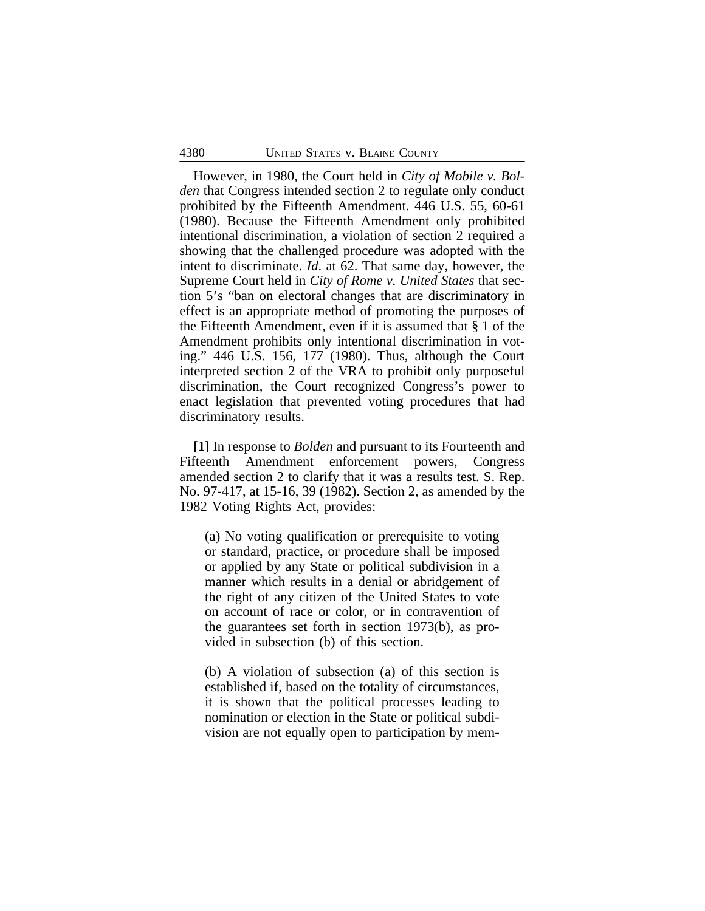However, in 1980, the Court held in *City of Mobile v. Bolden* that Congress intended section 2 to regulate only conduct prohibited by the Fifteenth Amendment. 446 U.S. 55, 60-61 (1980). Because the Fifteenth Amendment only prohibited intentional discrimination, a violation of section 2 required a showing that the challenged procedure was adopted with the intent to discriminate. *Id*. at 62. That same day, however, the Supreme Court held in *City of Rome v. United States* that section 5's "ban on electoral changes that are discriminatory in effect is an appropriate method of promoting the purposes of the Fifteenth Amendment, even if it is assumed that § 1 of the Amendment prohibits only intentional discrimination in voting." 446 U.S. 156, 177 (1980). Thus, although the Court interpreted section 2 of the VRA to prohibit only purposeful discrimination, the Court recognized Congress's power to enact legislation that prevented voting procedures that had discriminatory results.

**[1]** In response to *Bolden* and pursuant to its Fourteenth and Fifteenth Amendment enforcement powers, Congress amended section 2 to clarify that it was a results test. S. Rep. No. 97-417, at 15-16, 39 (1982). Section 2, as amended by the 1982 Voting Rights Act, provides:

> (a) No voting qualification or prerequisite to voting or standard, practice, or procedure shall be imposed or applied by any State or political subdivision in a manner which results in a denial or abridgement of the right of any citizen of the United States to vote on account of race or color, or in contravention of the guarantees set forth in section 1973(b), as provided in subsection (b) of this section.
>
> (b) A violation of subsection (a) of this section is established if, based on the totality of circumstances, it is shown that the political processes leading to nomination or election in the State or political subdivision are not equally open to participation by mem-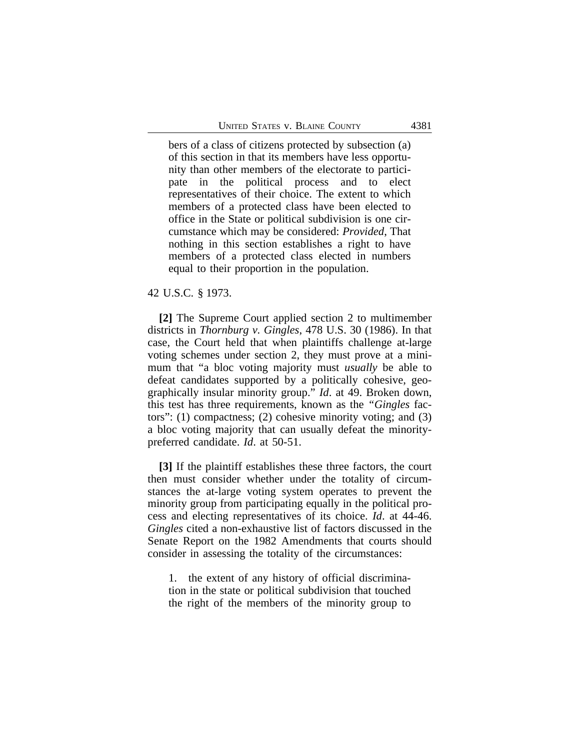> bers of a class of citizens protected by subsection (a) of this section in that its members have less opportunity than other members of the electorate to participate in the political process and to elect representatives of their choice. The extent to which members of a protected class have been elected to office in the State or political subdivision is one circumstance which may be considered: *Provided*, That nothing in this section establishes a right to have members of a protected class elected in numbers equal to their proportion in the population.

42 U.S.C. § 1973.

**[2]** The Supreme Court applied section 2 to multimember districts in *Thornburg v. Gingles*, 478 U.S. 30 (1986). In that case, the Court held that when plaintiffs challenge at-large voting schemes under section 2, they must prove at a minimum that "a bloc voting majority must *usually* be able to defeat candidates supported by a politically cohesive, geographically insular minority group." *Id*. at 49. Broken down, this test has three requirements, known as the "*Gingles* factors": (1) compactness; (2) cohesive minority voting; and (3) a bloc voting majority that can usually defeat the minority-preferred candidate. *Id*. at 50-51.

**[3]** If the plaintiff establishes these three factors, the court then must consider whether under the totality of circumstances the at-large voting system operates to prevent the minority group from participating equally in the political process and electing representatives of its choice. *Id*. at 44-46. *Gingles* cited a non-exhaustive list of factors discussed in the Senate Report on the 1982 Amendments that courts should consider in assessing the totality of the circumstances:

> 1. the extent of any history of official discrimination in the state or political subdivision that touched the right of the members of the minority group to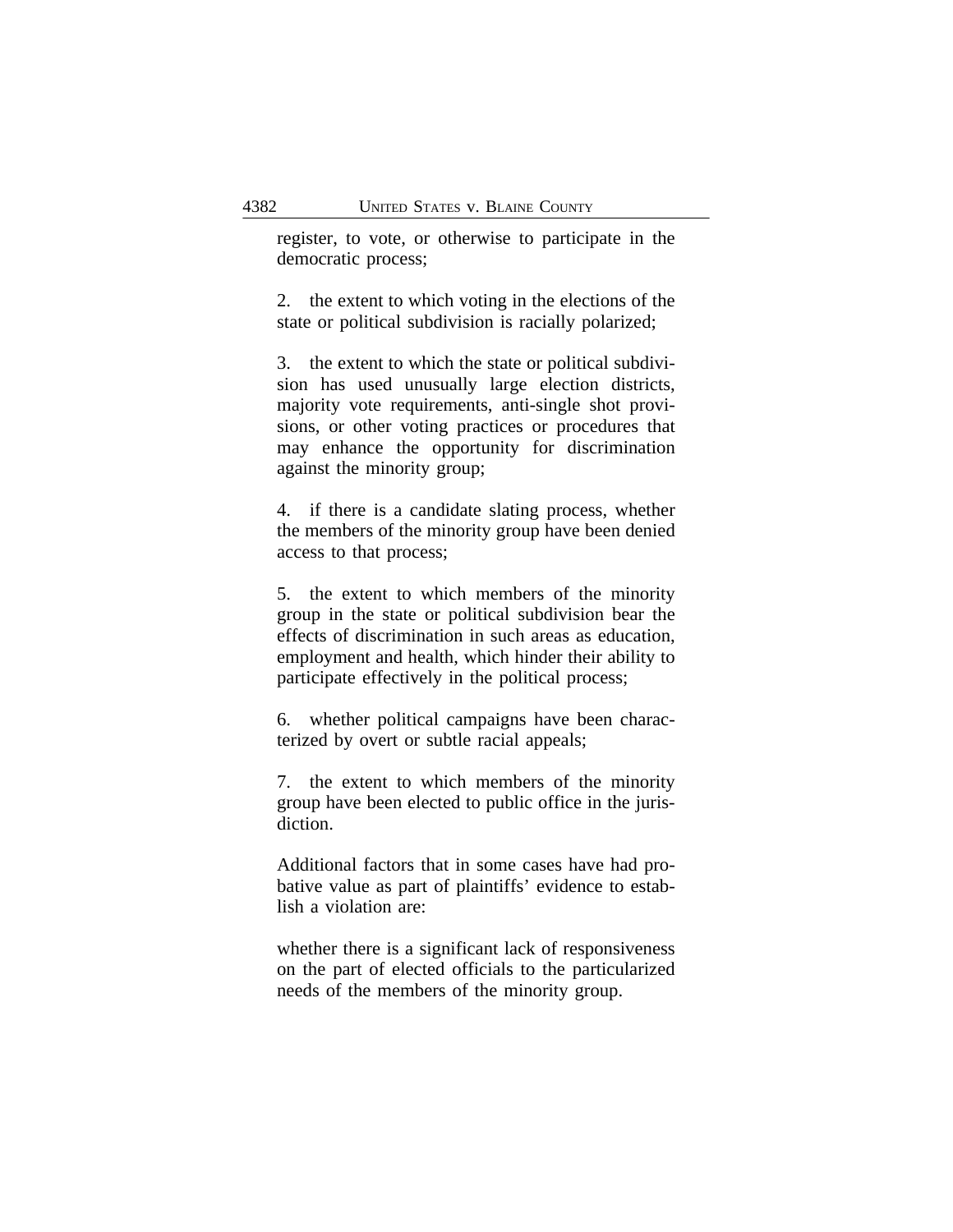register, to vote, or otherwise to participate in the democratic process;

2. the extent to which voting in the elections of the state or political subdivision is racially polarized;

3. the extent to which the state or political subdivision has used unusually large election districts, majority vote requirements, anti-single shot provisions, or other voting practices or procedures that may enhance the opportunity for discrimination against the minority group;

4. if there is a candidate slating process, whether the members of the minority group have been denied access to that process;

5. the extent to which members of the minority group in the state or political subdivision bear the effects of discrimination in such areas as education, employment and health, which hinder their ability to participate effectively in the political process;

6. whether political campaigns have been characterized by overt or subtle racial appeals;

7. the extent to which members of the minority group have been elected to public office in the jurisdiction.

Additional factors that in some cases have had probative value as part of plaintiffs' evidence to establish a violation are:

whether there is a significant lack of responsiveness on the part of elected officials to the particularized needs of the members of the minority group.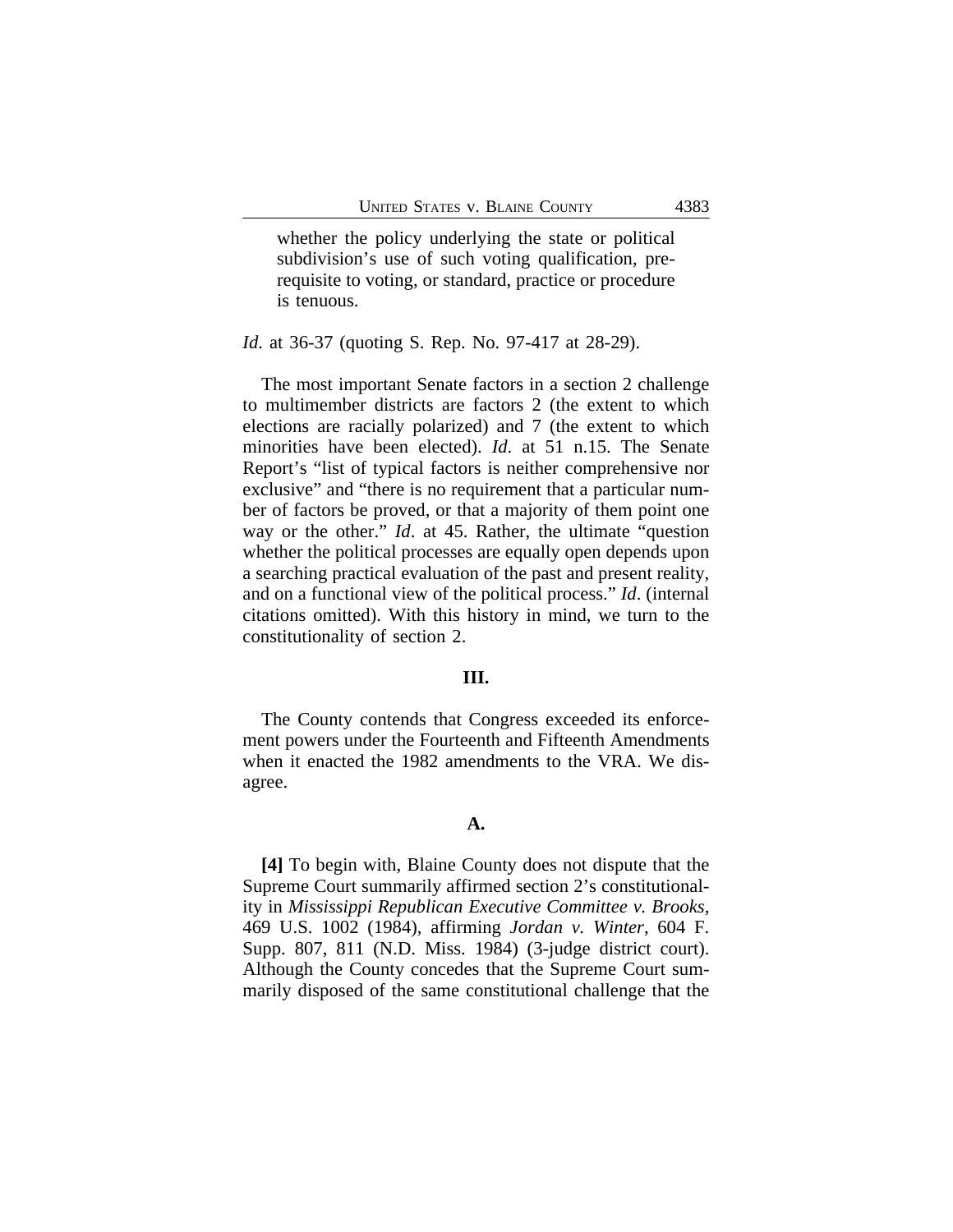> whether the policy underlying the state or political subdivision's use of such voting qualification, prerequisite to voting, or standard, practice or procedure is tenuous.

*Id*. at 36-37 (quoting S. Rep. No. 97-417 at 28-29).

The most important Senate factors in a section 2 challenge to multimember districts are factors 2 (the extent to which elections are racially polarized) and 7 (the extent to which minorities have been elected). *Id*. at 51 n.15. The Senate Report's "list of typical factors is neither comprehensive nor exclusive" and "there is no requirement that a particular number of factors be proved, or that a majority of them point one way or the other." *Id*. at 45. Rather, the ultimate "question whether the political processes are equally open depends upon a searching practical evaluation of the past and present reality, and on a functional view of the political process." *Id*. (internal citations omitted). With this history in mind, we turn to the constitutionality of section 2.

## III.

The County contends that Congress exceeded its enforcement powers under the Fourteenth and Fifteenth Amendments when it enacted the 1982 amendments to the VRA. We disagree.

### A.

**[4]** To begin with, Blaine County does not dispute that the Supreme Court summarily affirmed section 2's constitutionality in *Mississippi Republican Executive Committee v. Brooks*, 469 U.S. 1002 (1984), affirming *Jordan v. Winter*, 604 F. Supp. 807, 811 (N.D. Miss. 1984) (3-judge district court). Although the County concedes that the Supreme Court summarily disposed of the same constitutional challenge that the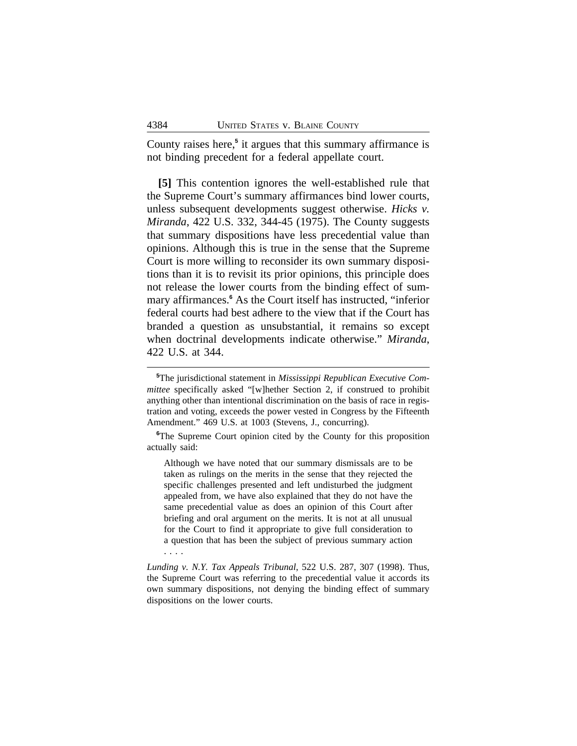County raises here,[5] it argues that this summary affirmance is not binding precedent for a federal appellate court.

**[5]** This contention ignores the well-established rule that the Supreme Court's summary affirmances bind lower courts, unless subsequent developments suggest otherwise. *Hicks v. Miranda*, 422 U.S. 332, 344-45 (1975). The County suggests that summary dispositions have less precedential value than opinions. Although this is true in the sense that the Supreme Court is more willing to reconsider its own summary dispositions than it is to revisit its prior opinions, this principle does not release the lower courts from the binding effect of summary affirmances.[6] As the Court itself has instructed, "inferior federal courts had best adhere to the view that if the Court has branded a question as unsubstantial, it remains so except when doctrinal developments indicate otherwise." *Miranda*, 422 U.S. at 344.

---

[5]The jurisdictional statement in *Mississippi Republican Executive Committee* specifically asked "[w]hether Section 2, if construed to prohibit anything other than intentional discrimination on the basis of race in registration and voting, exceeds the power vested in Congress by the Fifteenth Amendment." 469 U.S. at 1003 (Stevens, J., concurring).

[6]The Supreme Court opinion cited by the County for this proposition actually said:

> Although we have noted that our summary dismissals are to be taken as rulings on the merits in the sense that they rejected the specific challenges presented and left undisturbed the judgment appealed from, we have also explained that they do not have the same precedential value as does an opinion of this Court after briefing and oral argument on the merits. It is not at all unusual for the Court to find it appropriate to give full consideration to a question that has been the subject of previous summary action . . . .

*Lunding v. N.Y. Tax Appeals Tribunal*, 522 U.S. 287, 307 (1998). Thus, the Supreme Court was referring to the precedential value it accords its own summary dispositions, not denying the binding effect of summary dispositions on the lower courts.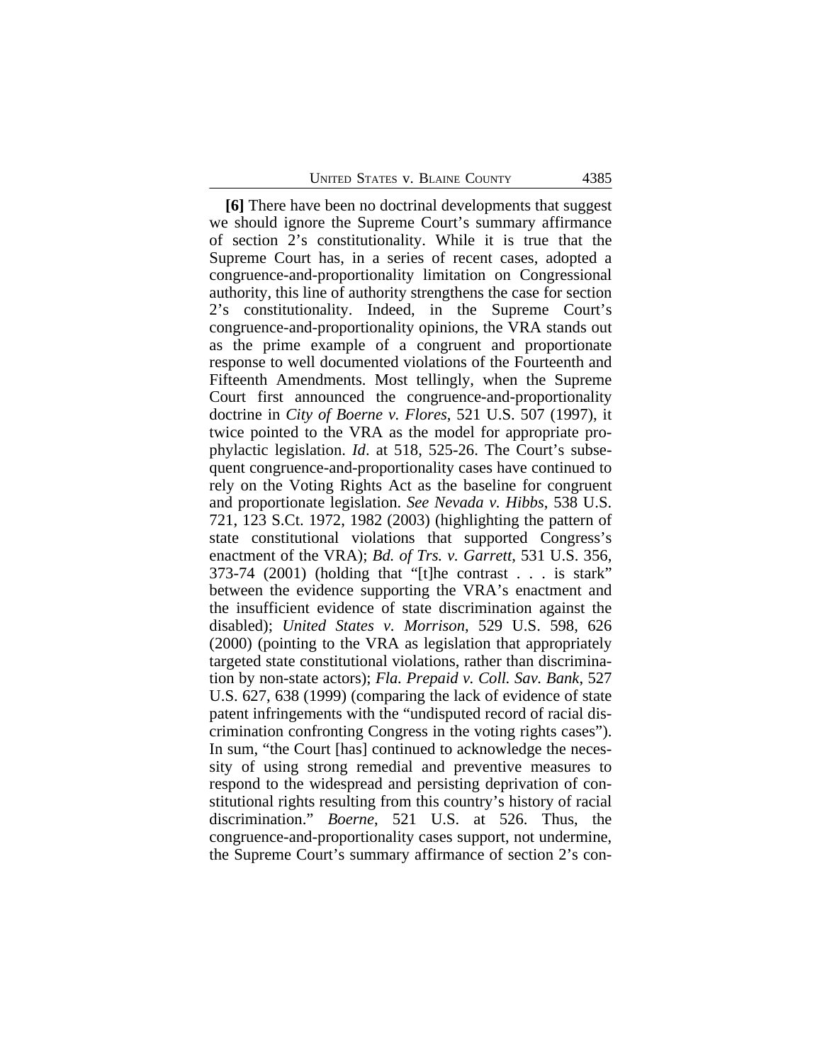**[6]** There have been no doctrinal developments that suggest we should ignore the Supreme Court's summary affirmance of section 2's constitutionality. While it is true that the Supreme Court has, in a series of recent cases, adopted a congruence-and-proportionality limitation on Congressional authority, this line of authority strengthens the case for section 2's constitutionality. Indeed, in the Supreme Court's congruence-and-proportionality opinions, the VRA stands out as the prime example of a congruent and proportionate response to well documented violations of the Fourteenth and Fifteenth Amendments. Most tellingly, when the Supreme Court first announced the congruence-and-proportionality doctrine in *City of Boerne v. Flores*, 521 U.S. 507 (1997), it twice pointed to the VRA as the model for appropriate prophylactic legislation. *Id*. at 518, 525-26. The Court's subsequent congruence-and-proportionality cases have continued to rely on the Voting Rights Act as the baseline for congruent and proportionate legislation. *See Nevada v. Hibbs*, 538 U.S. 721, 123 S.Ct. 1972, 1982 (2003) (highlighting the pattern of state constitutional violations that supported Congress's enactment of the VRA); *Bd. of Trs. v. Garrett*, 531 U.S. 356, 373-74 (2001) (holding that "[t]he contrast . . . is stark" between the evidence supporting the VRA's enactment and the insufficient evidence of state discrimination against the disabled); *United States v. Morrison*, 529 U.S. 598, 626 (2000) (pointing to the VRA as legislation that appropriately targeted state constitutional violations, rather than discrimination by non-state actors); *Fla. Prepaid v. Coll. Sav. Bank*, 527 U.S. 627, 638 (1999) (comparing the lack of evidence of state patent infringements with the "undisputed record of racial discrimination confronting Congress in the voting rights cases"). In sum, "the Court [has] continued to acknowledge the necessity of using strong remedial and preventive measures to respond to the widespread and persisting deprivation of constitutional rights resulting from this country's history of racial discrimination." *Boerne*, 521 U.S. at 526. Thus, the congruence-and-proportionality cases support, not undermine, the Supreme Court's summary affirmance of section 2's con-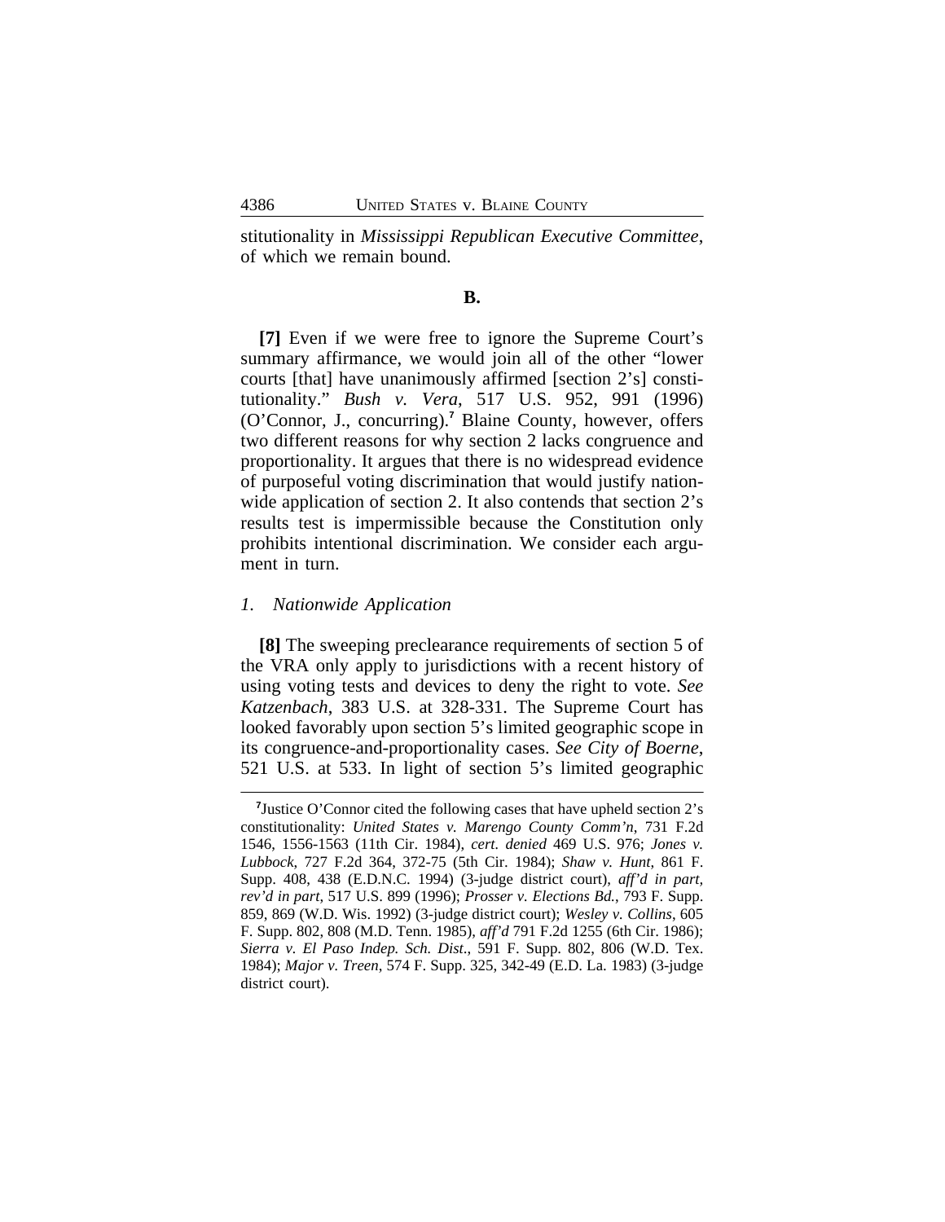stitutionality in *Mississippi Republican Executive Committee*, of which we remain bound.

**B.**

**[7]** Even if we were free to ignore the Supreme Court's summary affirmance, we would join all of the other "lower courts [that] have unanimously affirmed [section 2's] constitutionality." *Bush v. Vera*, 517 U.S. 952, 991 (1996) (O'Connor, J., concurring).[7] Blaine County, however, offers two different reasons for why section 2 lacks congruence and proportionality. It argues that there is no widespread evidence of purposeful voting discrimination that would justify nationwide application of section 2. It also contends that section 2's results test is impermissible because the Constitution only prohibits intentional discrimination. We consider each argument in turn.

*1. Nationwide Application*

**[8]** The sweeping preclearance requirements of section 5 of the VRA only apply to jurisdictions with a recent history of using voting tests and devices to deny the right to vote. *See Katzenbach*, 383 U.S. at 328-331. The Supreme Court has looked favorably upon section 5's limited geographic scope in its congruence-and-proportionality cases. *See City of Boerne*, 521 U.S. at 533. In light of section 5's limited geographic

---

[7]Justice O'Connor cited the following cases that have upheld section 2's constitutionality: *United States v. Marengo County Comm'n*, 731 F.2d 1546, 1556-1563 (11th Cir. 1984), *cert. denied* 469 U.S. 976; *Jones v. Lubbock*, 727 F.2d 364, 372-75 (5th Cir. 1984); *Shaw v. Hunt*, 861 F. Supp. 408, 438 (E.D.N.C. 1994) (3-judge district court), *aff'd in part, rev'd in part*, 517 U.S. 899 (1996); *Prosser v. Elections Bd.*, 793 F. Supp. 859, 869 (W.D. Wis. 1992) (3-judge district court); *Wesley v. Collins*, 605 F. Supp. 802, 808 (M.D. Tenn. 1985), *aff'd* 791 F.2d 1255 (6th Cir. 1986); *Sierra v. El Paso Indep. Sch. Dist.*, 591 F. Supp. 802, 806 (W.D. Tex. 1984); *Major v. Treen*, 574 F. Supp. 325, 342-49 (E.D. La. 1983) (3-judge district court).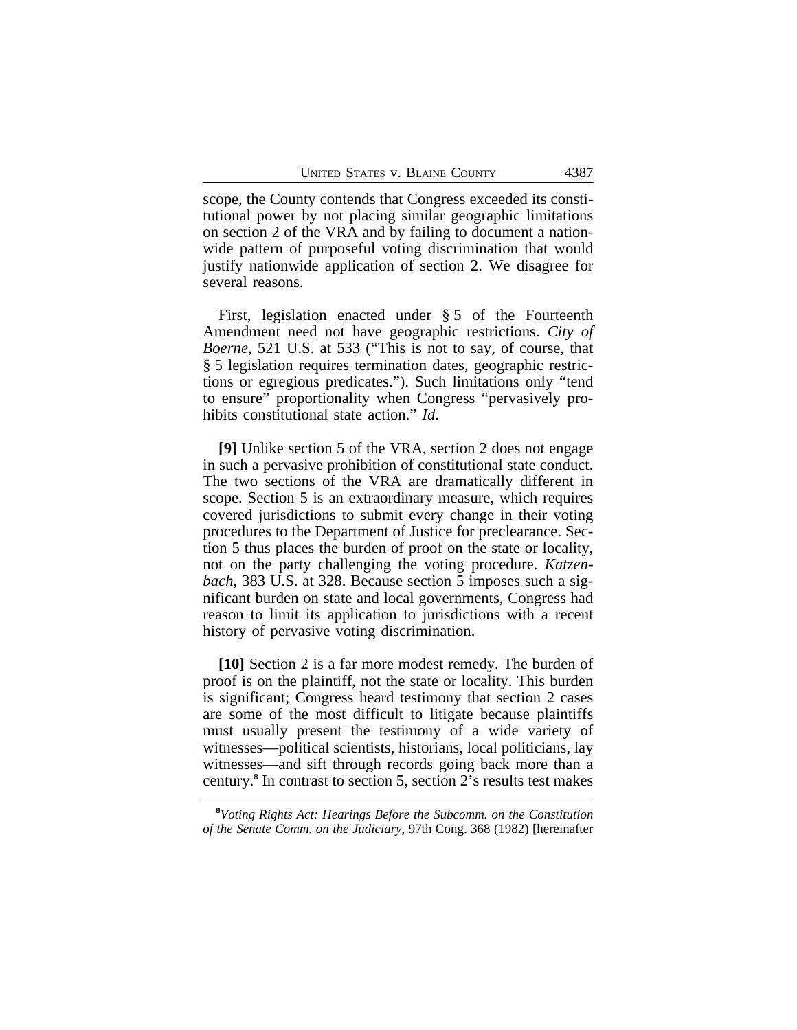scope, the County contends that Congress exceeded its constitutional power by not placing similar geographic limitations on section 2 of the VRA and by failing to document a nationwide pattern of purposeful voting discrimination that would justify nationwide application of section 2. We disagree for several reasons.

First, legislation enacted under § 5 of the Fourteenth Amendment need not have geographic restrictions. *City of Boerne*, 521 U.S. at 533 ("This is not to say, of course, that § 5 legislation requires termination dates, geographic restrictions or egregious predicates."). Such limitations only "tend to ensure" proportionality when Congress "pervasively prohibits constitutional state action." *Id*.

**[9]** Unlike section 5 of the VRA, section 2 does not engage in such a pervasive prohibition of constitutional state conduct. The two sections of the VRA are dramatically different in scope. Section 5 is an extraordinary measure, which requires covered jurisdictions to submit every change in their voting procedures to the Department of Justice for preclearance. Section 5 thus places the burden of proof on the state or locality, not on the party challenging the voting procedure. *Katzenbach*, 383 U.S. at 328. Because section 5 imposes such a significant burden on state and local governments, Congress had reason to limit its application to jurisdictions with a recent history of pervasive voting discrimination.

**[10]** Section 2 is a far more modest remedy. The burden of proof is on the plaintiff, not the state or locality. This burden is significant; Congress heard testimony that section 2 cases are some of the most difficult to litigate because plaintiffs must usually present the testimony of a wide variety of witnesses—political scientists, historians, local politicians, lay witnesses—and sift through records going back more than a century.[8] In contrast to section 5, section 2's results test makes

[8] *Voting Rights Act: Hearings Before the Subcomm. on the Constitution of the Senate Comm. on the Judiciary*, 97th Cong. 368 (1982) [hereinafter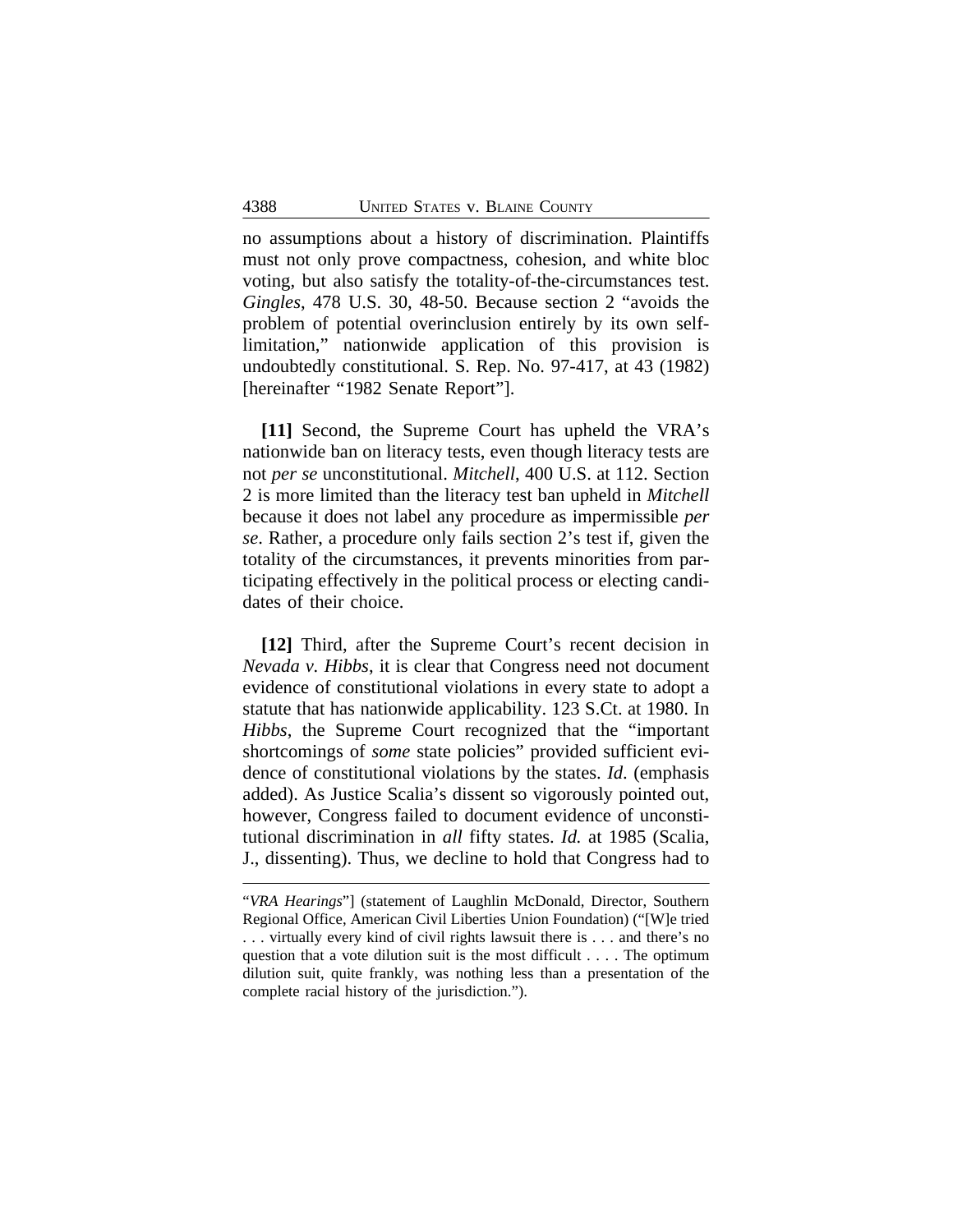no assumptions about a history of discrimination. Plaintiffs must not only prove compactness, cohesion, and white bloc voting, but also satisfy the totality-of-the-circumstances test. *Gingles*, 478 U.S. 30, 48-50. Because section 2 "avoids the problem of potential overinclusion entirely by its own self-limitation," nationwide application of this provision is undoubtedly constitutional. S. Rep. No. 97-417, at 43 (1982) [hereinafter "1982 Senate Report"].

**[11]** Second, the Supreme Court has upheld the VRA's nationwide ban on literacy tests, even though literacy tests are not *per se* unconstitutional. *Mitchell*, 400 U.S. at 112. Section 2 is more limited than the literacy test ban upheld in *Mitchell* because it does not label any procedure as impermissible *per se*. Rather, a procedure only fails section 2's test if, given the totality of the circumstances, it prevents minorities from participating effectively in the political process or electing candidates of their choice.

**[12]** Third, after the Supreme Court's recent decision in *Nevada v. Hibbs*, it is clear that Congress need not document evidence of constitutional violations in every state to adopt a statute that has nationwide applicability. 123 S.Ct. at 1980. In *Hibbs*, the Supreme Court recognized that the "important shortcomings of *some* state policies" provided sufficient evidence of constitutional violations by the states. *Id.* (emphasis added). As Justice Scalia's dissent so vigorously pointed out, however, Congress failed to document evidence of unconstitutional discrimination in *all* fifty states. *Id.* at 1985 (Scalia, J., dissenting). Thus, we decline to hold that Congress had to

---

"*VRA Hearings*"] (statement of Laughlin McDonald, Director, Southern Regional Office, American Civil Liberties Union Foundation) ("[W]e tried . . . virtually every kind of civil rights lawsuit there is . . . and there's no question that a vote dilution suit is the most difficult . . . . The optimum dilution suit, quite frankly, was nothing less than a presentation of the complete racial history of the jurisdiction.").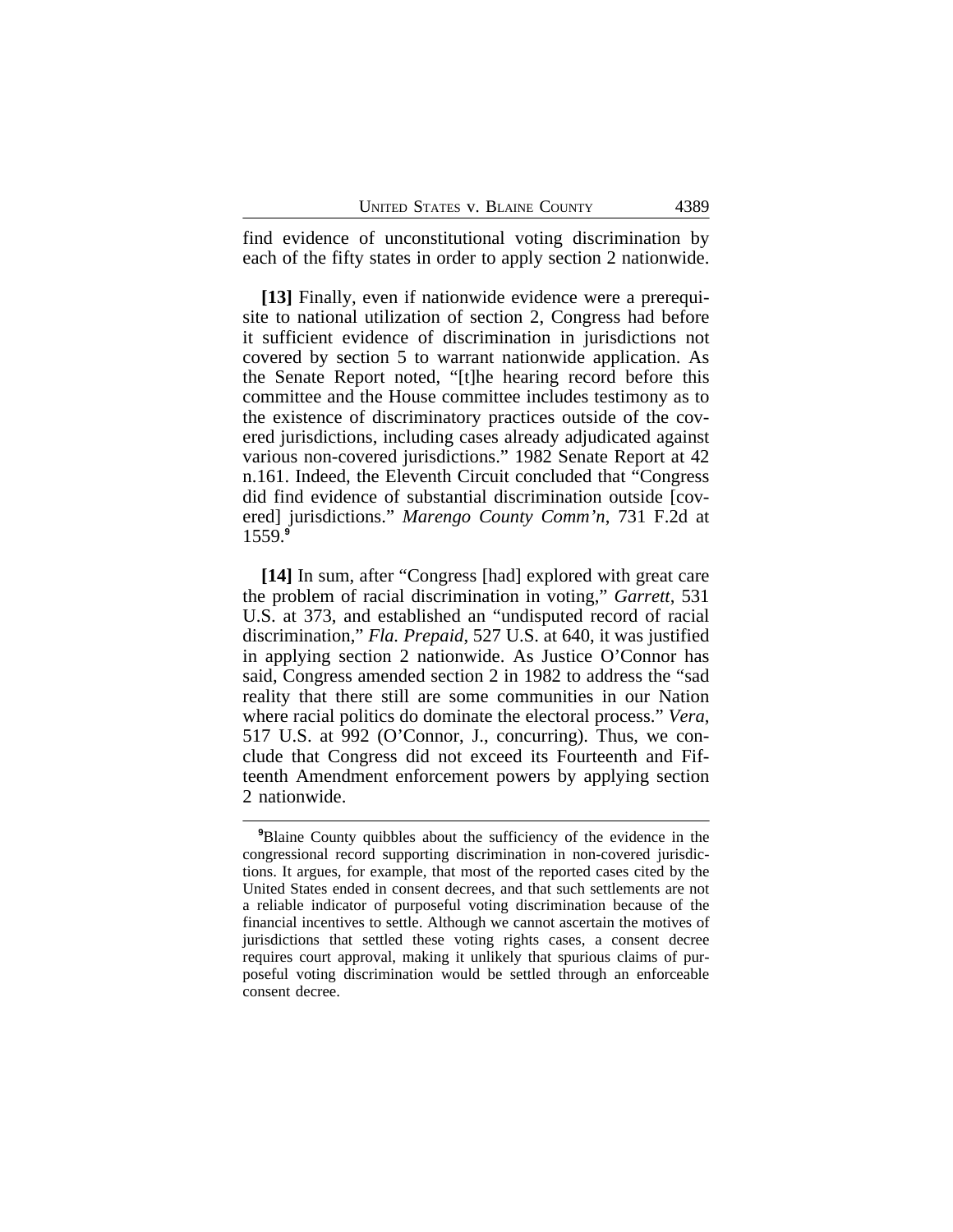find evidence of unconstitutional voting discrimination by each of the fifty states in order to apply section 2 nationwide.

**[13]** Finally, even if nationwide evidence were a prerequisite to national utilization of section 2, Congress had before it sufficient evidence of discrimination in jurisdictions not covered by section 5 to warrant nationwide application. As the Senate Report noted, "[t]he hearing record before this committee and the House committee includes testimony as to the existence of discriminatory practices outside of the covered jurisdictions, including cases already adjudicated against various non-covered jurisdictions." 1982 Senate Report at 42 n.161. Indeed, the Eleventh Circuit concluded that "Congress did find evidence of substantial discrimination outside [covered] jurisdictions." *Marengo County Comm'n*, 731 F.2d at 1559.[9]

**[14]** In sum, after "Congress [had] explored with great care the problem of racial discrimination in voting," *Garrett*, 531 U.S. at 373, and established an "undisputed record of racial discrimination," *Fla. Prepaid*, 527 U.S. at 640, it was justified in applying section 2 nationwide. As Justice O'Connor has said, Congress amended section 2 in 1982 to address the "sad reality that there still are some communities in our Nation where racial politics do dominate the electoral process." *Vera*, 517 U.S. at 992 (O'Connor, J., concurring). Thus, we conclude that Congress did not exceed its Fourteenth and Fifteenth Amendment enforcement powers by applying section 2 nationwide.

---

[9]Blaine County quibbles about the sufficiency of the evidence in the congressional record supporting discrimination in non-covered jurisdictions. It argues, for example, that most of the reported cases cited by the United States ended in consent decrees, and that such settlements are not a reliable indicator of purposeful voting discrimination because of the financial incentives to settle. Although we cannot ascertain the motives of jurisdictions that settled these voting rights cases, a consent decree requires court approval, making it unlikely that spurious claims of purposeful voting discrimination would be settled through an enforceable consent decree.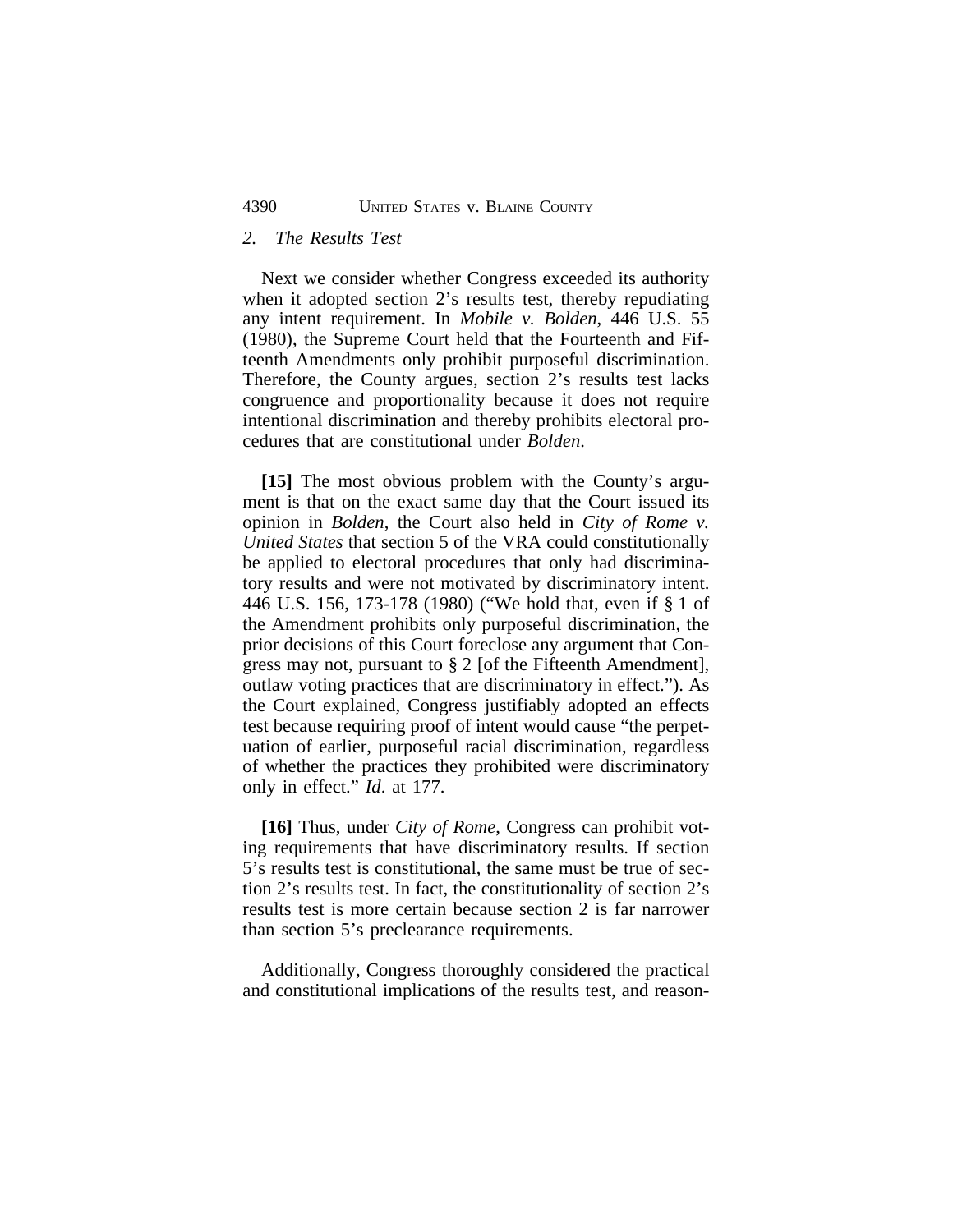### 2. *The Results Test*

Next we consider whether Congress exceeded its authority when it adopted section 2's results test, thereby repudiating any intent requirement. In *Mobile v. Bolden*, 446 U.S. 55 (1980), the Supreme Court held that the Fourteenth and Fifteenth Amendments only prohibit purposeful discrimination. Therefore, the County argues, section 2's results test lacks congruence and proportionality because it does not require intentional discrimination and thereby prohibits electoral procedures that are constitutional under *Bolden*.

**[15]** The most obvious problem with the County's argument is that on the exact same day that the Court issued its opinion in *Bolden*, the Court also held in *City of Rome v. United States* that section 5 of the VRA could constitutionally be applied to electoral procedures that only had discriminatory results and were not motivated by discriminatory intent. 446 U.S. 156, 173-178 (1980) ("We hold that, even if § 1 of the Amendment prohibits only purposeful discrimination, the prior decisions of this Court foreclose any argument that Congress may not, pursuant to § 2 [of the Fifteenth Amendment], outlaw voting practices that are discriminatory in effect."). As the Court explained, Congress justifiably adopted an effects test because requiring proof of intent would cause "the perpetuation of earlier, purposeful racial discrimination, regardless of whether the practices they prohibited were discriminatory only in effect." *Id*. at 177.

**[16]** Thus, under *City of Rome*, Congress can prohibit voting requirements that have discriminatory results. If section 5's results test is constitutional, the same must be true of section 2's results test. In fact, the constitutionality of section 2's results test is more certain because section 2 is far narrower than section 5's preclearance requirements.

Additionally, Congress thoroughly considered the practical and constitutional implications of the results test, and reason-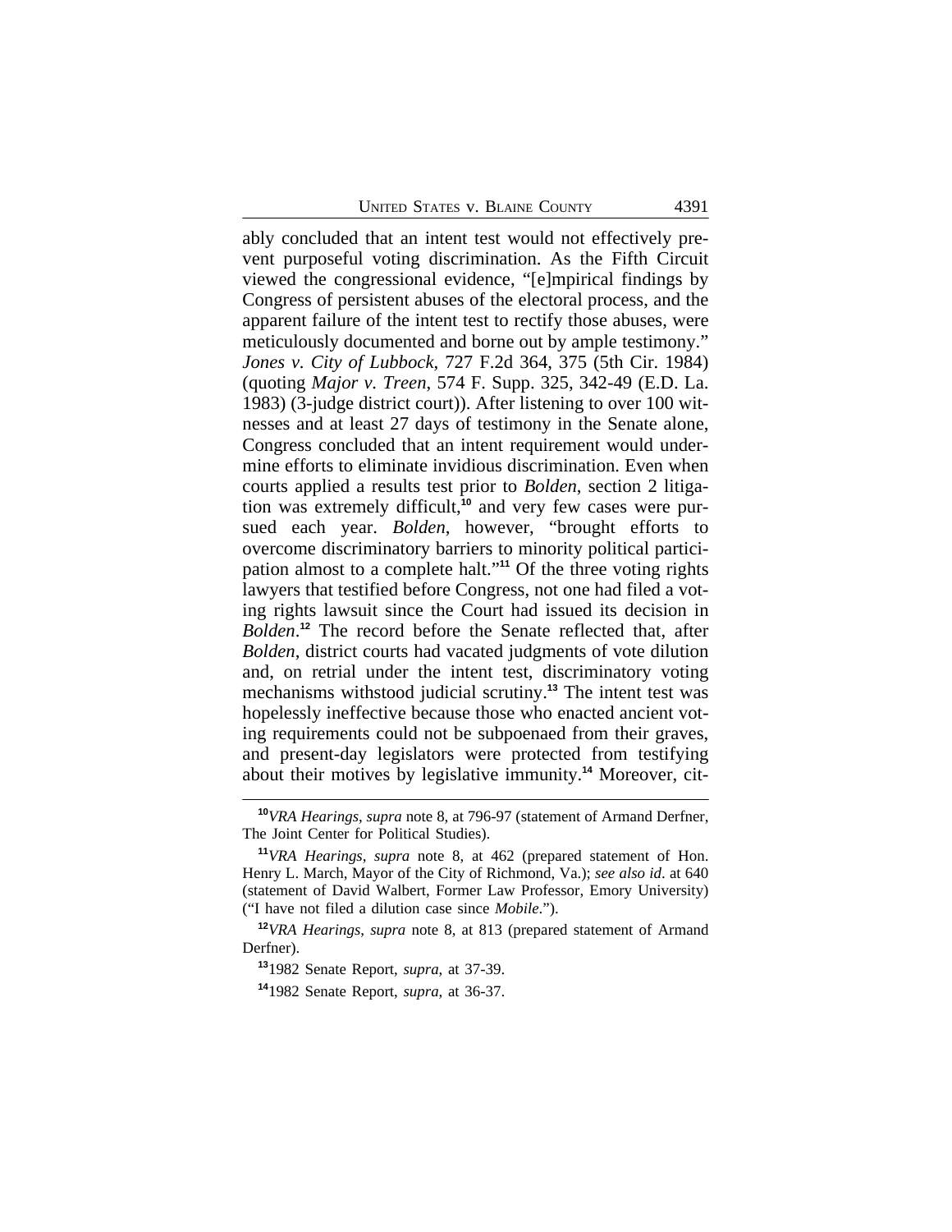ably concluded that an intent test would not effectively prevent purposeful voting discrimination. As the Fifth Circuit viewed the congressional evidence, "[e]mpirical findings by Congress of persistent abuses of the electoral process, and the apparent failure of the intent test to rectify those abuses, were meticulously documented and borne out by ample testimony." *Jones v. City of Lubbock*, 727 F.2d 364, 375 (5th Cir. 1984) (quoting *Major v. Treen*, 574 F. Supp. 325, 342-49 (E.D. La. 1983) (3-judge district court)). After listening to over 100 witnesses and at least 27 days of testimony in the Senate alone, Congress concluded that an intent requirement would undermine efforts to eliminate invidious discrimination. Even when courts applied a results test prior to *Bolden*, section 2 litigation was extremely difficult,[10] and very few cases were pursued each year. *Bolden*, however, "brought efforts to overcome discriminatory barriers to minority political participation almost to a complete halt."[11] Of the three voting rights lawyers that testified before Congress, not one had filed a voting rights lawsuit since the Court had issued its decision in *Bolden*.[12] The record before the Senate reflected that, after *Bolden*, district courts had vacated judgments of vote dilution and, on retrial under the intent test, discriminatory voting mechanisms withstood judicial scrutiny.[13] The intent test was hopelessly ineffective because those who enacted ancient voting requirements could not be subpoenaed from their graves, and present-day legislators were protected from testifying about their motives by legislative immunity.[14] Moreover, cit-

[10] *VRA Hearings*, *supra* note 8, at 796-97 (statement of Armand Derfner, The Joint Center for Political Studies).

[11] *VRA Hearings*, *supra* note 8, at 462 (prepared statement of Hon. Henry L. March, Mayor of the City of Richmond, Va.); *see also id*. at 640 (statement of David Walbert, Former Law Professor, Emory University) ("I have not filed a dilution case since *Mobile*.").

[12] *VRA Hearings*, *supra* note 8, at 813 (prepared statement of Armand Derfner).

[13] 1982 Senate Report, *supra*, at 37-39.

[14] 1982 Senate Report, *supra*, at 36-37.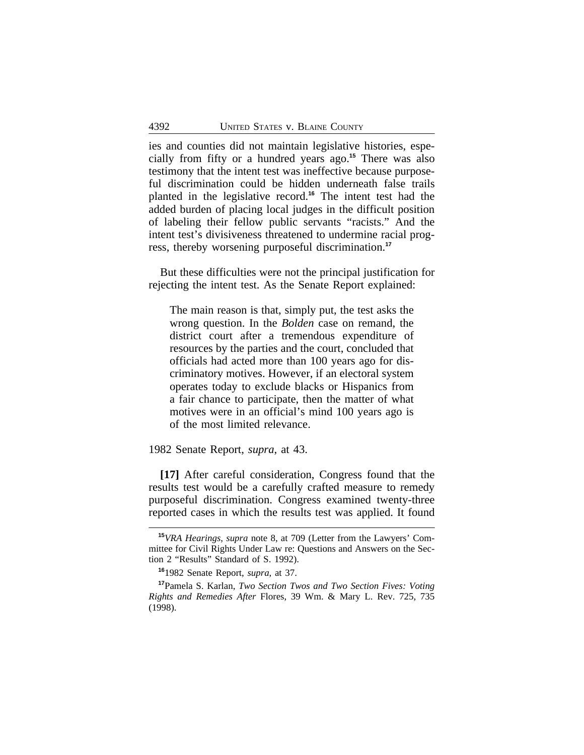ies and counties did not maintain legislative histories, especially from fifty or a hundred years ago.[15] There was also testimony that the intent test was ineffective because purposeful discrimination could be hidden underneath false trails planted in the legislative record.[16] The intent test had the added burden of placing local judges in the difficult position of labeling their fellow public servants "racists." And the intent test's divisiveness threatened to undermine racial progress, thereby worsening purposeful discrimination.[17]

But these difficulties were not the principal justification for rejecting the intent test. As the Senate Report explained:

> The main reason is that, simply put, the test asks the wrong question. In the *Bolden* case on remand, the district court after a tremendous expenditure of resources by the parties and the court, concluded that officials had acted more than 100 years ago for discriminatory motives. However, if an electoral system operates today to exclude blacks or Hispanics from a fair chance to participate, then the matter of what motives were in an official's mind 100 years ago is of the most limited relevance.

1982 Senate Report, *supra*, at 43.

**[17]** After careful consideration, Congress found that the results test would be a carefully crafted measure to remedy purposeful discrimination. Congress examined twenty-three reported cases in which the results test was applied. It found

---

[15] *VRA Hearings, supra* note 8, at 709 (Letter from the Lawyers' Committee for Civil Rights Under Law re: Questions and Answers on the Section 2 "Results" Standard of S. 1992).

[16] 1982 Senate Report, *supra,* at 37.

[17] Pamela S. Karlan, *Two Section Twos and Two Section Fives: Voting Rights and Remedies After* Flores, 39 Wm. & Mary L. Rev. 725, 735 (1998).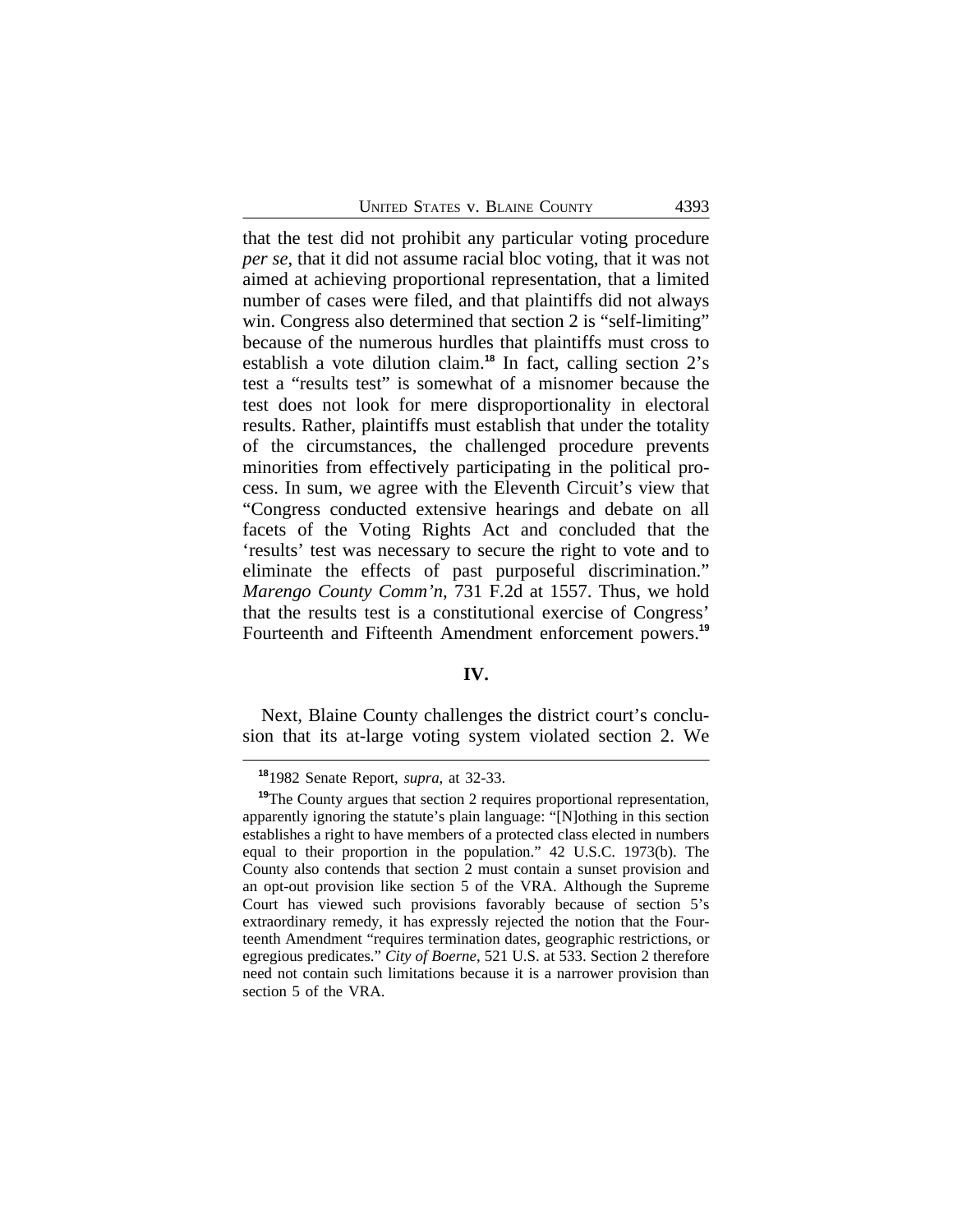that the test did not prohibit any particular voting procedure *per se*, that it did not assume racial bloc voting, that it was not aimed at achieving proportional representation, that a limited number of cases were filed, and that plaintiffs did not always win. Congress also determined that section 2 is "self-limiting" because of the numerous hurdles that plaintiffs must cross to establish a vote dilution claim.[18] In fact, calling section 2's test a "results test" is somewhat of a misnomer because the test does not look for mere disproportionality in electoral results. Rather, plaintiffs must establish that under the totality of the circumstances, the challenged procedure prevents minorities from effectively participating in the political process. In sum, we agree with the Eleventh Circuit's view that "Congress conducted extensive hearings and debate on all facets of the Voting Rights Act and concluded that the 'results' test was necessary to secure the right to vote and to eliminate the effects of past purposeful discrimination." *Marengo County Comm'n*, 731 F.2d at 1557. Thus, we hold that the results test is a constitutional exercise of Congress' Fourteenth and Fifteenth Amendment enforcement powers.[19]

## IV.

Next, Blaine County challenges the district court's conclusion that its at-large voting system violated section 2. We

---

[18] 1982 Senate Report, *supra*, at 32-33.

[19] The County argues that section 2 requires proportional representation, apparently ignoring the statute's plain language: "[N]othing in this section establishes a right to have members of a protected class elected in numbers equal to their proportion in the population." 42 U.S.C. 1973(b). The County also contends that section 2 must contain a sunset provision and an opt-out provision like section 5 of the VRA. Although the Supreme Court has viewed such provisions favorably because of section 5's extraordinary remedy, it has expressly rejected the notion that the Fourteenth Amendment "requires termination dates, geographic restrictions, or egregious predicates." *City of Boerne*, 521 U.S. at 533. Section 2 therefore need not contain such limitations because it is a narrower provision than section 5 of the VRA.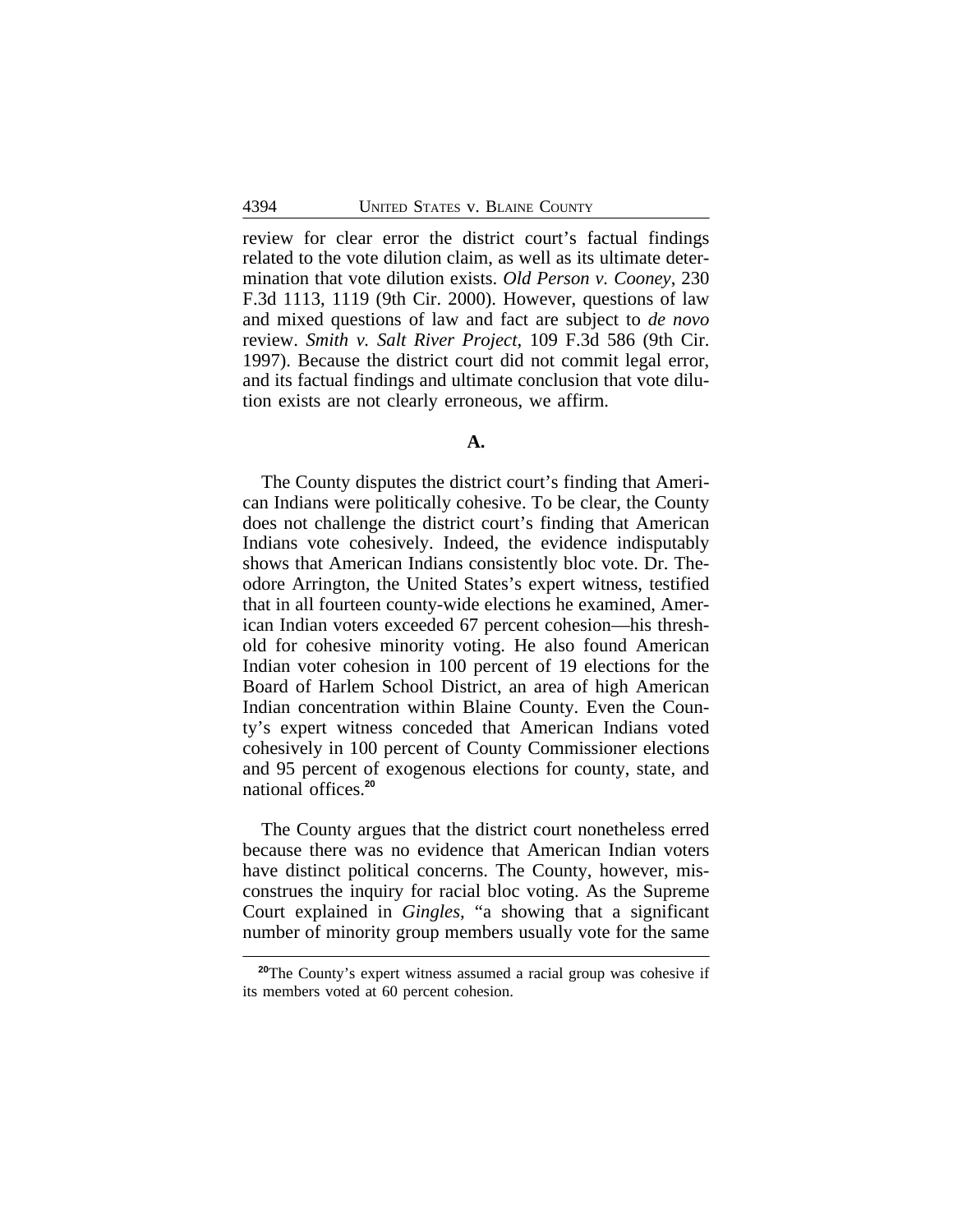review for clear error the district court's factual findings related to the vote dilution claim, as well as its ultimate determination that vote dilution exists. *Old Person v. Cooney*, 230 F.3d 1113, 1119 (9th Cir. 2000). However, questions of law and mixed questions of law and fact are subject to *de novo* review. *Smith v. Salt River Project*, 109 F.3d 586 (9th Cir. 1997). Because the district court did not commit legal error, and its factual findings and ultimate conclusion that vote dilution exists are not clearly erroneous, we affirm.

## A.

The County disputes the district court's finding that American Indians were politically cohesive. To be clear, the County does not challenge the district court's finding that American Indians vote cohesively. Indeed, the evidence indisputably shows that American Indians consistently bloc vote. Dr. Theodore Arrington, the United States's expert witness, testified that in all fourteen county-wide elections he examined, American Indian voters exceeded 67 percent cohesion—his threshold for cohesive minority voting. He also found American Indian voter cohesion in 100 percent of 19 elections for the Board of Harlem School District, an area of high American Indian concentration within Blaine County. Even the County's expert witness conceded that American Indians voted cohesively in 100 percent of County Commissioner elections and 95 percent of exogenous elections for county, state, and national offices.[20]

The County argues that the district court nonetheless erred because there was no evidence that American Indian voters have distinct political concerns. The County, however, misconstrues the inquiry for racial bloc voting. As the Supreme Court explained in *Gingles*, "a showing that a significant number of minority group members usually vote for the same

[20]The County's expert witness assumed a racial group was cohesive if its members voted at 60 percent cohesion.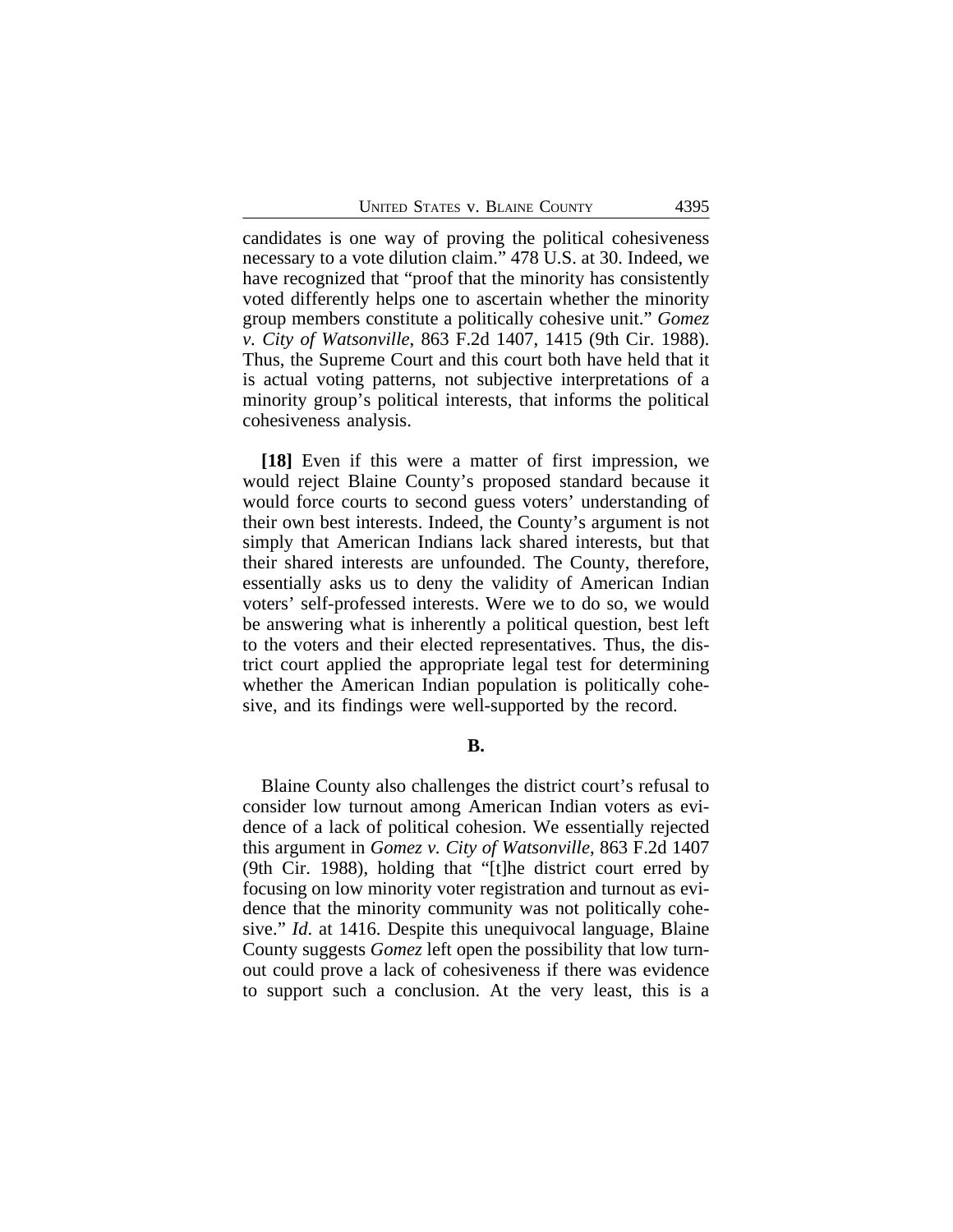candidates is one way of proving the political cohesiveness necessary to a vote dilution claim." 478 U.S. at 30. Indeed, we have recognized that "proof that the minority has consistently voted differently helps one to ascertain whether the minority group members constitute a politically cohesive unit." *Gomez v. City of Watsonville*, 863 F.2d 1407, 1415 (9th Cir. 1988). Thus, the Supreme Court and this court both have held that it is actual voting patterns, not subjective interpretations of a minority group's political interests, that informs the political cohesiveness analysis.

**[18]** Even if this were a matter of first impression, we would reject Blaine County's proposed standard because it would force courts to second guess voters' understanding of their own best interests. Indeed, the County's argument is not simply that American Indians lack shared interests, but that their shared interests are unfounded. The County, therefore, essentially asks us to deny the validity of American Indian voters' self-professed interests. Were we to do so, we would be answering what is inherently a political question, best left to the voters and their elected representatives. Thus, the district court applied the appropriate legal test for determining whether the American Indian population is politically cohesive, and its findings were well-supported by the record.

### B.

Blaine County also challenges the district court's refusal to consider low turnout among American Indian voters as evidence of a lack of political cohesion. We essentially rejected this argument in *Gomez v. City of Watsonville*, 863 F.2d 1407 (9th Cir. 1988), holding that "[t]he district court erred by focusing on low minority voter registration and turnout as evidence that the minority community was not politically cohesive." *Id*. at 1416. Despite this unequivocal language, Blaine County suggests *Gomez* left open the possibility that low turnout could prove a lack of cohesiveness if there was evidence to support such a conclusion. At the very least, this is a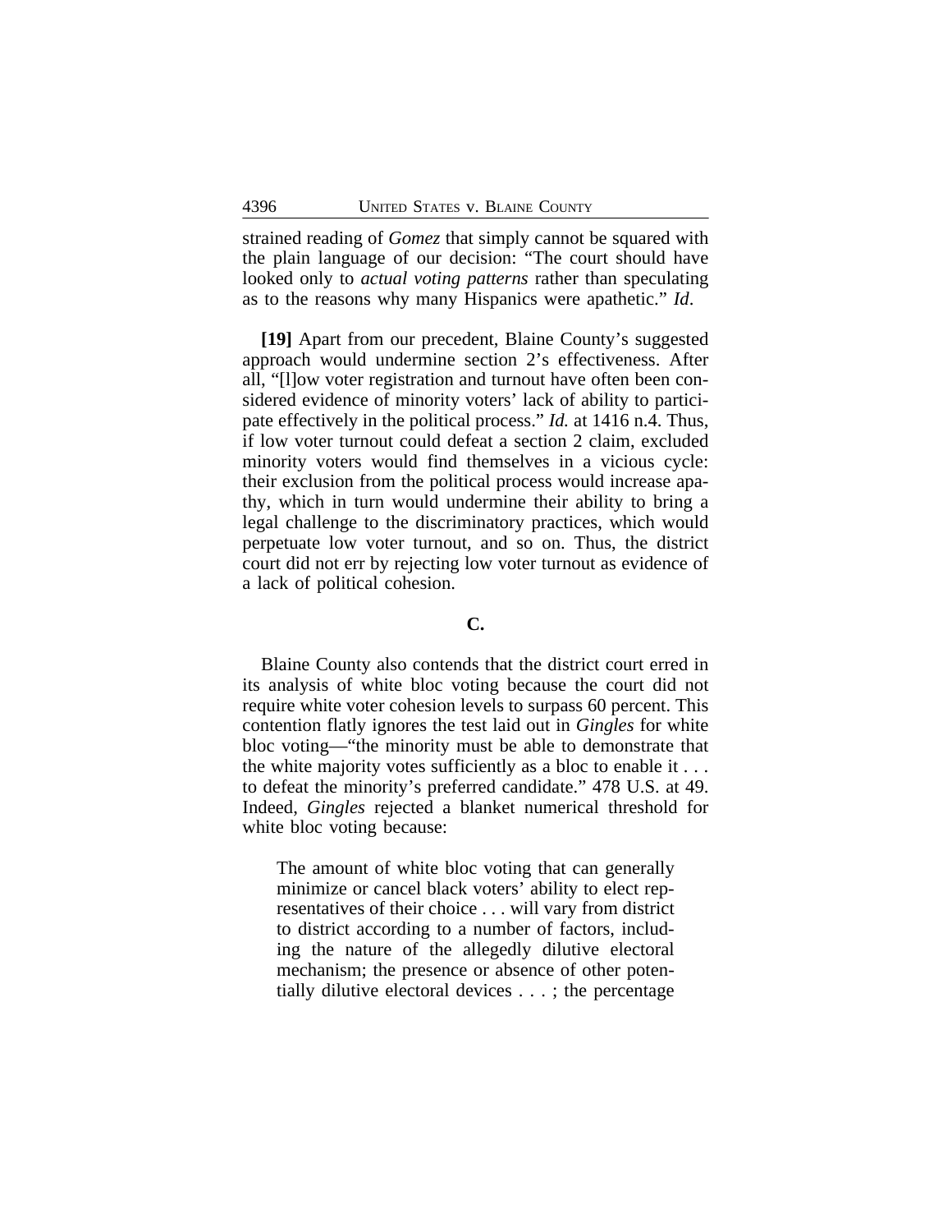strained reading of *Gomez* that simply cannot be squared with the plain language of our decision: "The court should have looked only to *actual voting patterns* rather than speculating as to the reasons why many Hispanics were apathetic." *Id*.

**[19]** Apart from our precedent, Blaine County's suggested approach would undermine section 2's effectiveness. After all, "[l]ow voter registration and turnout have often been considered evidence of minority voters' lack of ability to participate effectively in the political process." *Id.* at 1416 n.4. Thus, if low voter turnout could defeat a section 2 claim, excluded minority voters would find themselves in a vicious cycle: their exclusion from the political process would increase apathy, which in turn would undermine their ability to bring a legal challenge to the discriminatory practices, which would perpetuate low voter turnout, and so on. Thus, the district court did not err by rejecting low voter turnout as evidence of a lack of political cohesion.

### C.

Blaine County also contends that the district court erred in its analysis of white bloc voting because the court did not require white voter cohesion levels to surpass 60 percent. This contention flatly ignores the test laid out in *Gingles* for white bloc voting—"the minority must be able to demonstrate that the white majority votes sufficiently as a bloc to enable it . . . to defeat the minority's preferred candidate." 478 U.S. at 49. Indeed, *Gingles* rejected a blanket numerical threshold for white bloc voting because:

> The amount of white bloc voting that can generally minimize or cancel black voters' ability to elect representatives of their choice . . . will vary from district to district according to a number of factors, including the nature of the allegedly dilutive electoral mechanism; the presence or absence of other potentially dilutive electoral devices . . . ; the percentage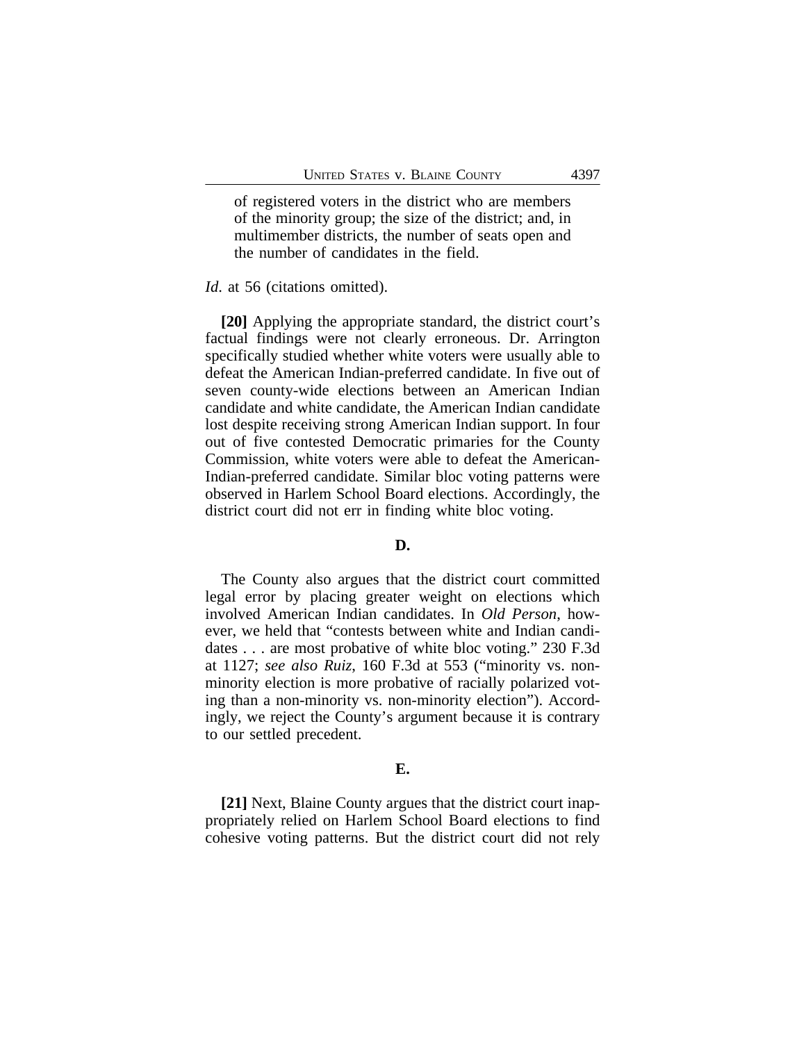> of registered voters in the district who are members of the minority group; the size of the district; and, in multimember districts, the number of seats open and the number of candidates in the field.

*Id*. at 56 (citations omitted).

**[20]** Applying the appropriate standard, the district court's factual findings were not clearly erroneous. Dr. Arrington specifically studied whether white voters were usually able to defeat the American Indian-preferred candidate. In five out of seven county-wide elections between an American Indian candidate and white candidate, the American Indian candidate lost despite receiving strong American Indian support. In four out of five contested Democratic primaries for the County Commission, white voters were able to defeat the American-Indian-preferred candidate. Similar bloc voting patterns were observed in Harlem School Board elections. Accordingly, the district court did not err in finding white bloc voting.

**D.**

The County also argues that the district court committed legal error by placing greater weight on elections which involved American Indian candidates. In *Old Person*, however, we held that "contests between white and Indian candidates . . . are most probative of white bloc voting." 230 F.3d at 1127; *see also Ruiz*, 160 F.3d at 553 ("minority vs. non-minority election is more probative of racially polarized voting than a non-minority vs. non-minority election"). Accordingly, we reject the County's argument because it is contrary to our settled precedent.

**E.**

**[21]** Next, Blaine County argues that the district court inappropriately relied on Harlem School Board elections to find cohesive voting patterns. But the district court did not rely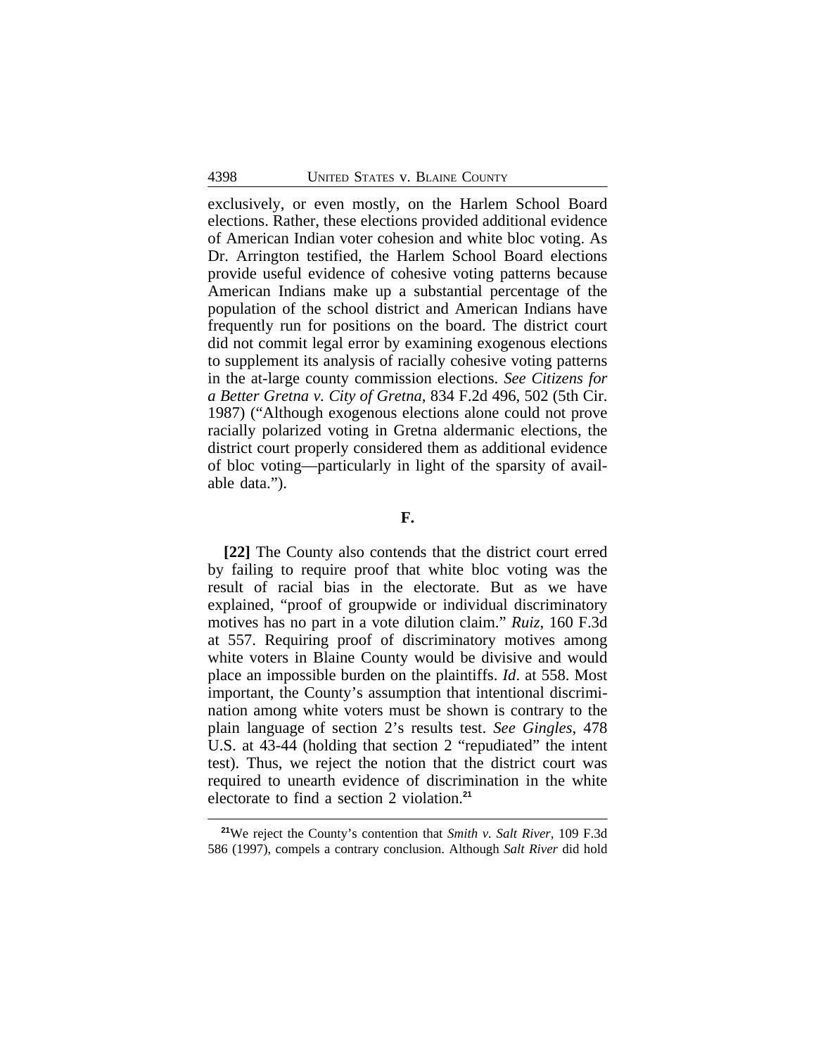exclusively, or even mostly, on the Harlem School Board elections. Rather, these elections provided additional evidence of American Indian voter cohesion and white bloc voting. As Dr. Arrington testified, the Harlem School Board elections provide useful evidence of cohesive voting patterns because American Indians make up a substantial percentage of the population of the school district and American Indians have frequently run for positions on the board. The district court did not commit legal error by examining exogenous elections to supplement its analysis of racially cohesive voting patterns in the at-large county commission elections. *See Citizens for a Better Gretna v. City of Gretna*, 834 F.2d 496, 502 (5th Cir. 1987) ("Although exogenous elections alone could not prove racially polarized voting in Gretna aldermanic elections, the district court properly considered them as additional evidence of bloc voting—particularly in light of the sparsity of available data.").

## F.

**[22]** The County also contends that the district court erred by failing to require proof that white bloc voting was the result of racial bias in the electorate. But as we have explained, "proof of groupwide or individual discriminatory motives has no part in a vote dilution claim." *Ruiz*, 160 F.3d at 557. Requiring proof of discriminatory motives among white voters in Blaine County would be divisive and would place an impossible burden on the plaintiffs. *Id*. at 558. Most important, the County's assumption that intentional discrimination among white voters must be shown is contrary to the plain language of section 2's results test. *See Gingles*, 478 U.S. at 43-44 (holding that section 2 "repudiated" the intent test). Thus, we reject the notion that the district court was required to unearth evidence of discrimination in the white electorate to find a section 2 violation.[21]

[21]We reject the County's contention that *Smith v. Salt River*, 109 F.3d 586 (1997), compels a contrary conclusion. Although *Salt River* did hold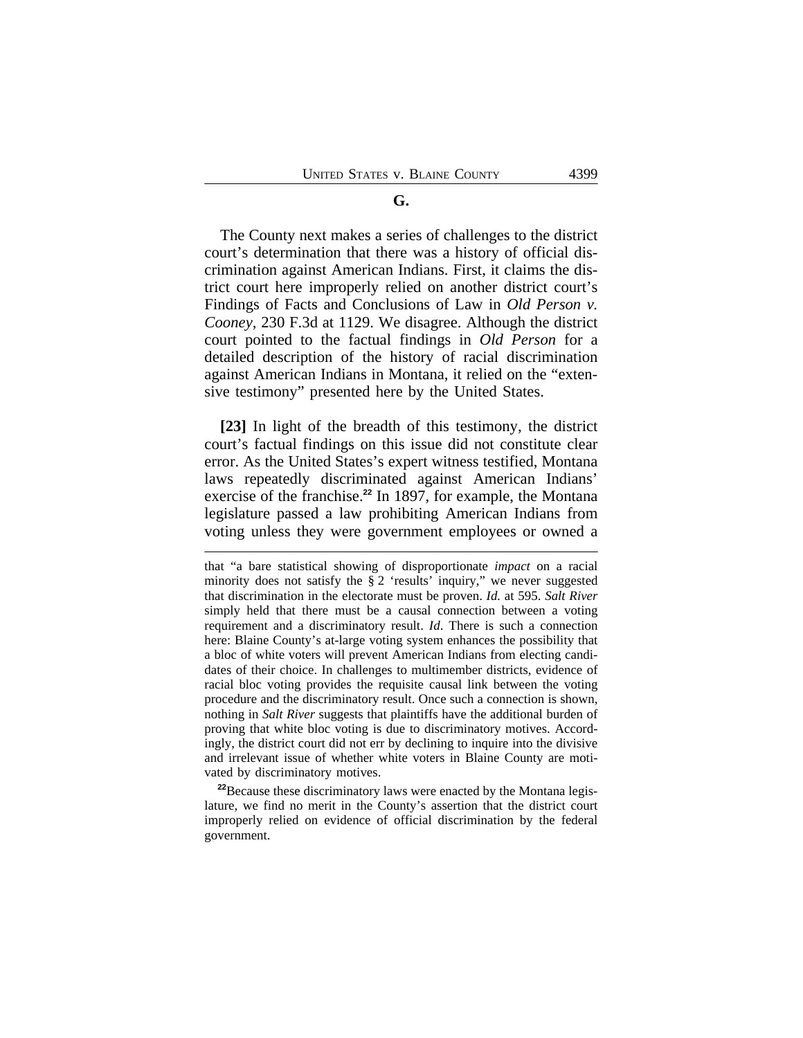**G.**

The County next makes a series of challenges to the district court's determination that there was a history of official discrimination against American Indians. First, it claims the district court here improperly relied on another district court's Findings of Facts and Conclusions of Law in *Old Person v. Cooney*, 230 F.3d at 1129. We disagree. Although the district court pointed to the factual findings in *Old Person* for a detailed description of the history of racial discrimination against American Indians in Montana, it relied on the "extensive testimony" presented here by the United States.

**[23]** In light of the breadth of this testimony, the district court's factual findings on this issue did not constitute clear error. As the United States's expert witness testified, Montana laws repeatedly discriminated against American Indians' exercise of the franchise.[22] In 1897, for example, the Montana legislature passed a law prohibiting American Indians from voting unless they were government employees or owned a

---

that "a bare statistical showing of disproportionate *impact* on a racial minority does not satisfy the § 2 'results' inquiry," we never suggested that discrimination in the electorate must be proven. *Id.* at 595. *Salt River* simply held that there must be a causal connection between a voting requirement and a discriminatory result. *Id*. There is such a connection here: Blaine County's at-large voting system enhances the possibility that a bloc of white voters will prevent American Indians from electing candidates of their choice. In challenges to multimember districts, evidence of racial bloc voting provides the requisite causal link between the voting procedure and the discriminatory result. Once such a connection is shown, nothing in *Salt River* suggests that plaintiffs have the additional burden of proving that white bloc voting is due to discriminatory motives. Accordingly, the district court did not err by declining to inquire into the divisive and irrelevant issue of whether white voters in Blaine County are motivated by discriminatory motives.

[22] Because these discriminatory laws were enacted by the Montana legislature, we find no merit in the County's assertion that the district court improperly relied on evidence of official discrimination by the federal government.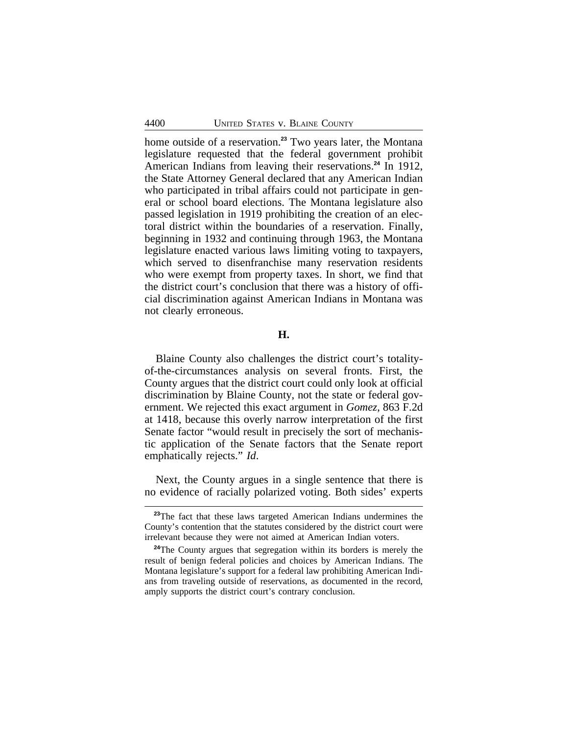home outside of a reservation.[23] Two years later, the Montana legislature requested that the federal government prohibit American Indians from leaving their reservations.[24] In 1912, the State Attorney General declared that any American Indian who participated in tribal affairs could not participate in general or school board elections. The Montana legislature also passed legislation in 1919 prohibiting the creation of an electoral district within the boundaries of a reservation. Finally, beginning in 1932 and continuing through 1963, the Montana legislature enacted various laws limiting voting to taxpayers, which served to disenfranchise many reservation residents who were exempt from property taxes. In short, we find that the district court's conclusion that there was a history of official discrimination against American Indians in Montana was not clearly erroneous.

### H.

Blaine County also challenges the district court's totality-of-the-circumstances analysis on several fronts. First, the County argues that the district court could only look at official discrimination by Blaine County, not the state or federal government. We rejected this exact argument in *Gomez*, 863 F.2d at 1418, because this overly narrow interpretation of the first Senate factor "would result in precisely the sort of mechanistic application of the Senate factors that the Senate report emphatically rejects." *Id*.

Next, the County argues in a single sentence that there is no evidence of racially polarized voting. Both sides' experts

---

[23] The fact that these laws targeted American Indians undermines the County's contention that the statutes considered by the district court were irrelevant because they were not aimed at American Indian voters.

[24] The County argues that segregation within its borders is merely the result of benign federal policies and choices by American Indians. The Montana legislature's support for a federal law prohibiting American Indians from traveling outside of reservations, as documented in the record, amply supports the district court's contrary conclusion.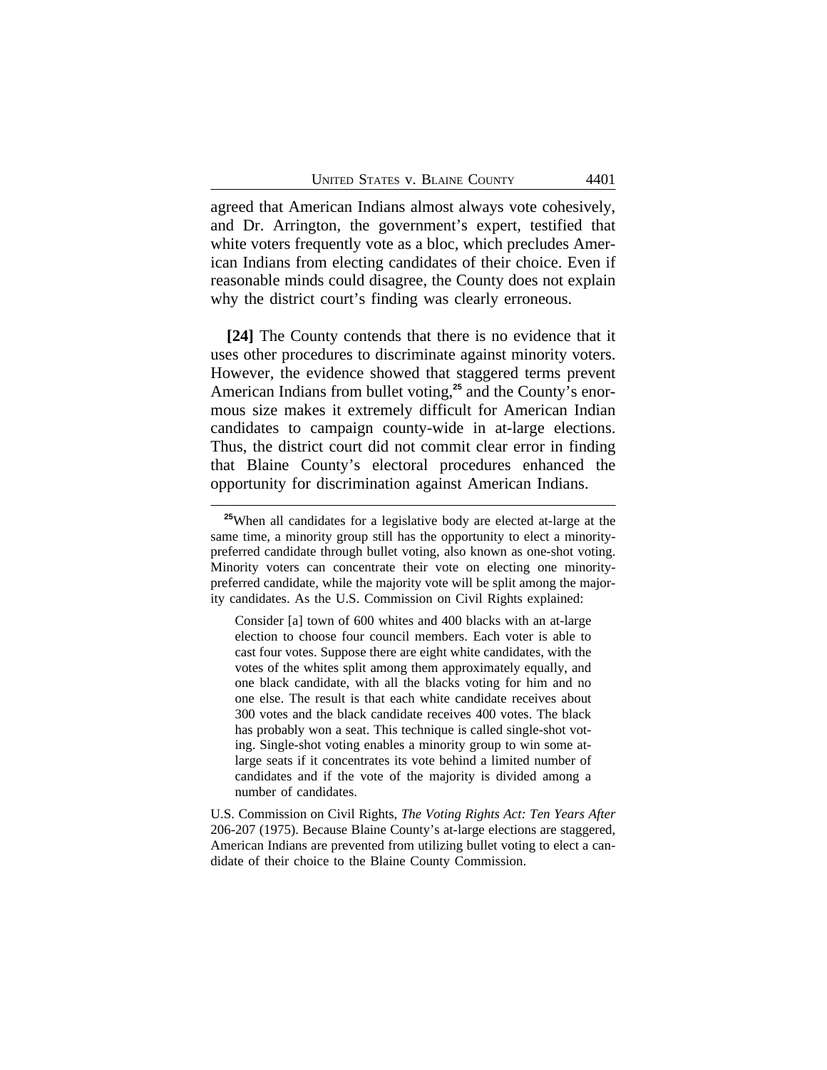agreed that American Indians almost always vote cohesively, and Dr. Arrington, the government's expert, testified that white voters frequently vote as a bloc, which precludes American Indians from electing candidates of their choice. Even if reasonable minds could disagree, the County does not explain why the district court's finding was clearly erroneous.

**[24]** The County contends that there is no evidence that it uses other procedures to discriminate against minority voters. However, the evidence showed that staggered terms prevent American Indians from bullet voting,[25] and the County's enormous size makes it extremely difficult for American Indian candidates to campaign county-wide in at-large elections. Thus, the district court did not commit clear error in finding that Blaine County's electoral procedures enhanced the opportunity for discrimination against American Indians.

---

[25]When all candidates for a legislative body are elected at-large at the same time, a minority group still has the opportunity to elect a minority-preferred candidate through bullet voting, also known as one-shot voting. Minority voters can concentrate their vote on electing one minority-preferred candidate, while the majority vote will be split among the majority candidates. As the U.S. Commission on Civil Rights explained:

> Consider [a] town of 600 whites and 400 blacks with an at-large election to choose four council members. Each voter is able to cast four votes. Suppose there are eight white candidates, with the votes of the whites split among them approximately equally, and one black candidate, with all the blacks voting for him and no one else. The result is that each white candidate receives about 300 votes and the black candidate receives 400 votes. The black has probably won a seat. This technique is called single-shot voting. Single-shot voting enables a minority group to win some at-large seats if it concentrates its vote behind a limited number of candidates and if the vote of the majority is divided among a number of candidates.

U.S. Commission on Civil Rights, *The Voting Rights Act: Ten Years After* 206-207 (1975). Because Blaine County's at-large elections are staggered, American Indians are prevented from utilizing bullet voting to elect a candidate of their choice to the Blaine County Commission.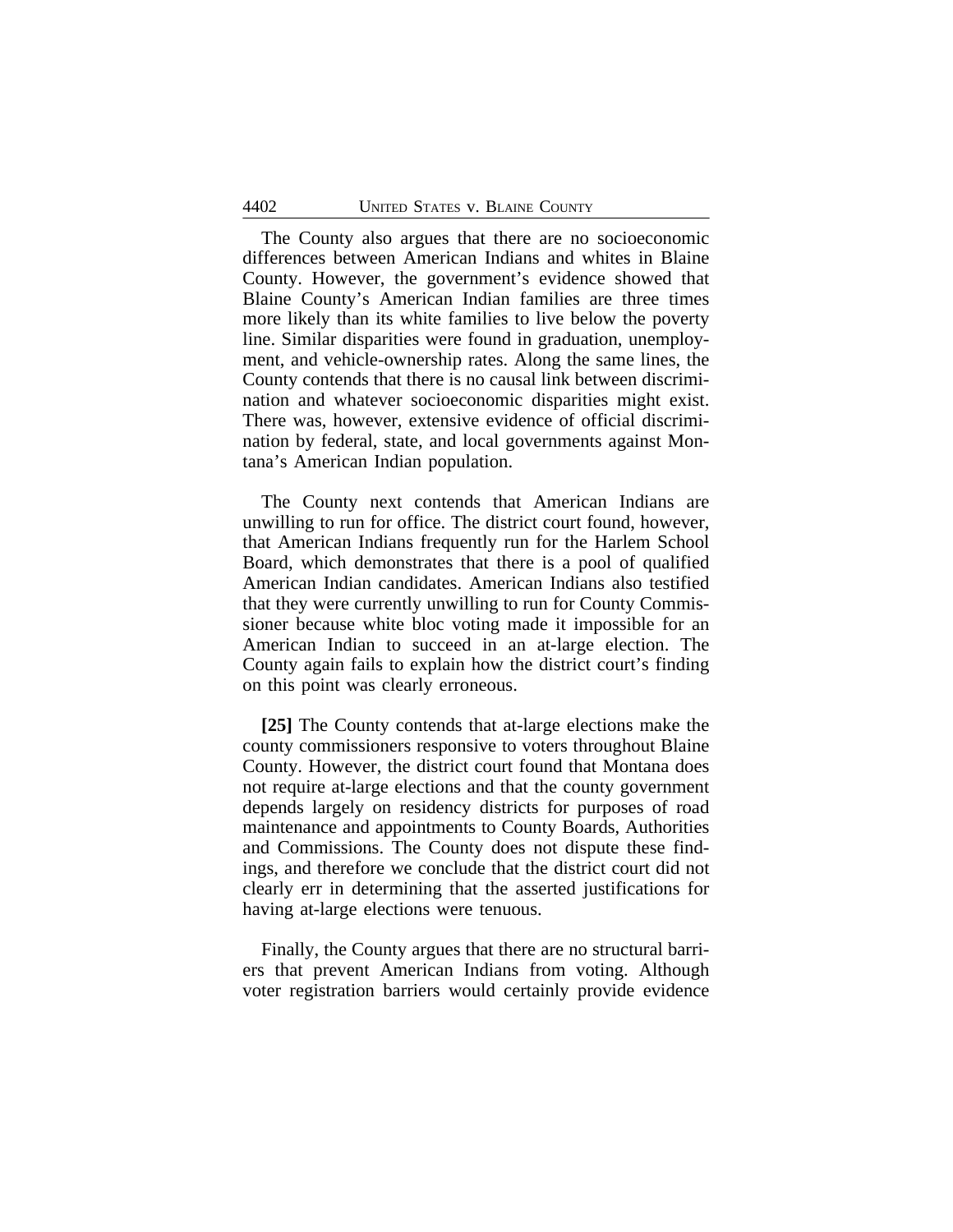The County also argues that there are no socioeconomic differences between American Indians and whites in Blaine County. However, the government's evidence showed that Blaine County's American Indian families are three times more likely than its white families to live below the poverty line. Similar disparities were found in graduation, unemployment, and vehicle-ownership rates. Along the same lines, the County contends that there is no causal link between discrimination and whatever socioeconomic disparities might exist. There was, however, extensive evidence of official discrimination by federal, state, and local governments against Montana's American Indian population.

The County next contends that American Indians are unwilling to run for office. The district court found, however, that American Indians frequently run for the Harlem School Board, which demonstrates that there is a pool of qualified American Indian candidates. American Indians also testified that they were currently unwilling to run for County Commissioner because white bloc voting made it impossible for an American Indian to succeed in an at-large election. The County again fails to explain how the district court's finding on this point was clearly erroneous.

**[25]** The County contends that at-large elections make the county commissioners responsive to voters throughout Blaine County. However, the district court found that Montana does not require at-large elections and that the county government depends largely on residency districts for purposes of road maintenance and appointments to County Boards, Authorities and Commissions. The County does not dispute these findings, and therefore we conclude that the district court did not clearly err in determining that the asserted justifications for having at-large elections were tenuous.

Finally, the County argues that there are no structural barriers that prevent American Indians from voting. Although voter registration barriers would certainly provide evidence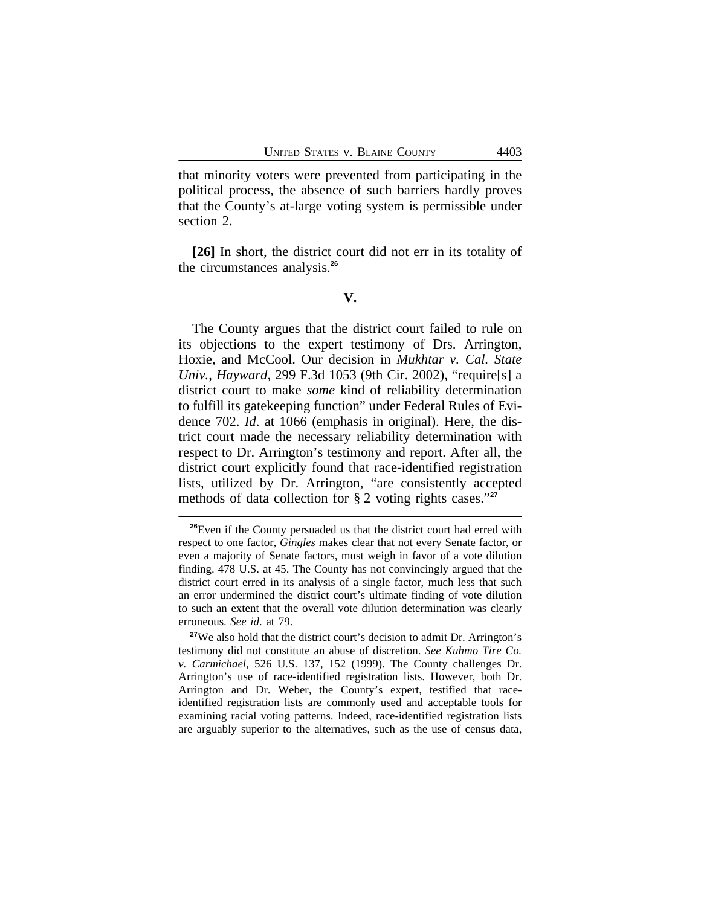that minority voters were prevented from participating in the political process, the absence of such barriers hardly proves that the County's at-large voting system is permissible under section 2.

**[26]** In short, the district court did not err in its totality of the circumstances analysis.[26]

## V.

The County argues that the district court failed to rule on its objections to the expert testimony of Drs. Arrington, Hoxie, and McCool. Our decision in *Mukhtar v. Cal. State Univ., Hayward*, 299 F.3d 1053 (9th Cir. 2002), "require[s] a district court to make *some* kind of reliability determination to fulfill its gatekeeping function" under Federal Rules of Evidence 702. *Id*. at 1066 (emphasis in original). Here, the district court made the necessary reliability determination with respect to Dr. Arrington's testimony and report. After all, the district court explicitly found that race-identified registration lists, utilized by Dr. Arrington, "are consistently accepted methods of data collection for § 2 voting rights cases."[27]

---

[26]Even if the County persuaded us that the district court had erred with respect to one factor, *Gingles* makes clear that not every Senate factor, or even a majority of Senate factors, must weigh in favor of a vote dilution finding. 478 U.S. at 45. The County has not convincingly argued that the district court erred in its analysis of a single factor, much less that such an error undermined the district court's ultimate finding of vote dilution to such an extent that the overall vote dilution determination was clearly erroneous. *See id*. at 79.

[27]We also hold that the district court's decision to admit Dr. Arrington's testimony did not constitute an abuse of discretion. *See Kuhmo Tire Co. v. Carmichael*, 526 U.S. 137, 152 (1999). The County challenges Dr. Arrington's use of race-identified registration lists. However, both Dr. Arrington and Dr. Weber, the County's expert, testified that race-identified registration lists are commonly used and acceptable tools for examining racial voting patterns. Indeed, race-identified registration lists are arguably superior to the alternatives, such as the use of census data,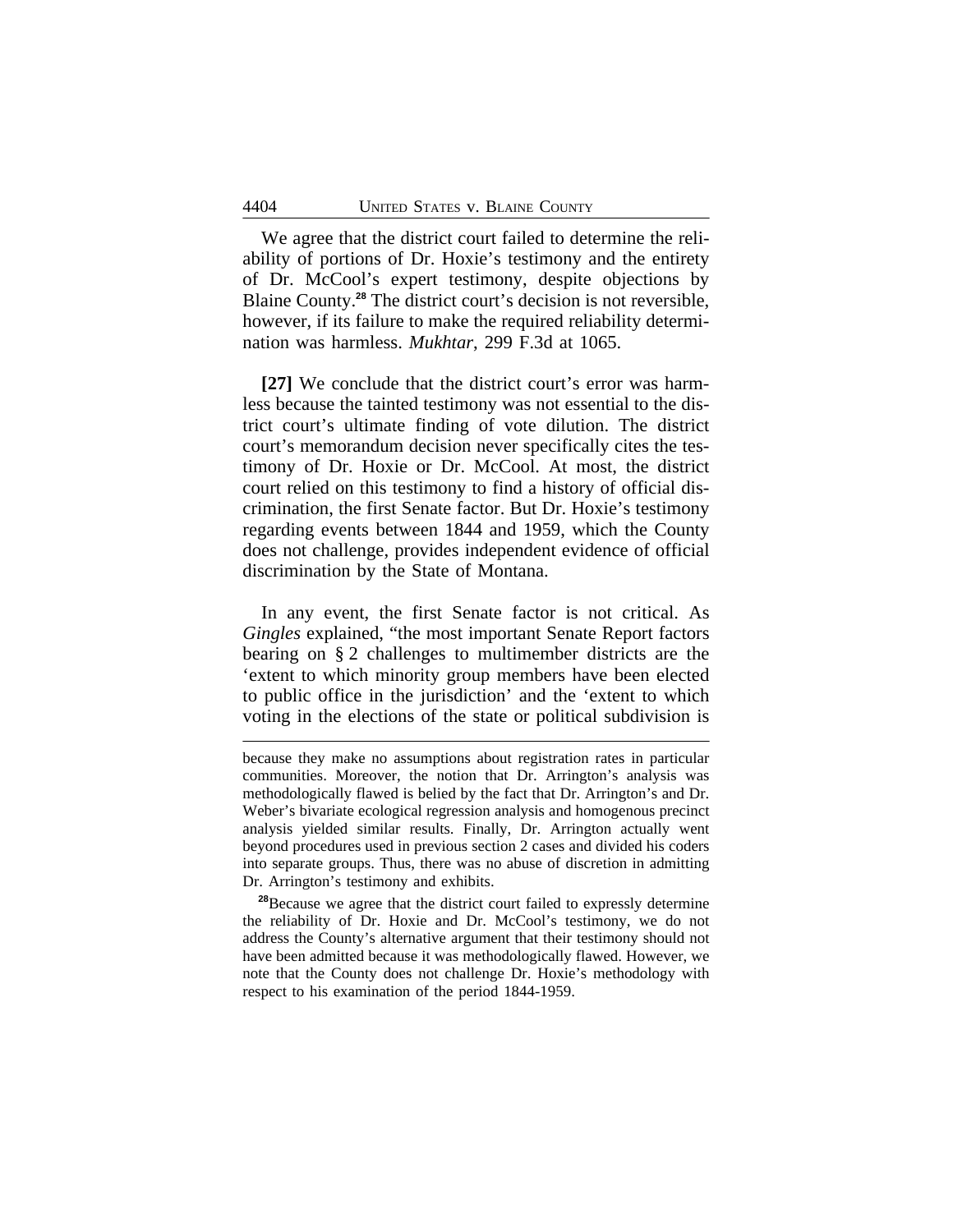We agree that the district court failed to determine the reliability of portions of Dr. Hoxie's testimony and the entirety of Dr. McCool's expert testimony, despite objections by Blaine County.[28] The district court's decision is not reversible, however, if its failure to make the required reliability determination was harmless. *Mukhtar*, 299 F.3d at 1065.

**[27]** We conclude that the district court's error was harmless because the tainted testimony was not essential to the district court's ultimate finding of vote dilution. The district court's memorandum decision never specifically cites the testimony of Dr. Hoxie or Dr. McCool. At most, the district court relied on this testimony to find a history of official discrimination, the first Senate factor. But Dr. Hoxie's testimony regarding events between 1844 and 1959, which the County does not challenge, provides independent evidence of official discrimination by the State of Montana.

In any event, the first Senate factor is not critical. As *Gingles* explained, "the most important Senate Report factors bearing on § 2 challenges to multimember districts are the 'extent to which minority group members have been elected to public office in the jurisdiction' and the 'extent to which voting in the elections of the state or political subdivision is

---

because they make no assumptions about registration rates in particular communities. Moreover, the notion that Dr. Arrington's analysis was methodologically flawed is belied by the fact that Dr. Arrington's and Dr. Weber's bivariate ecological regression analysis and homogenous precinct analysis yielded similar results. Finally, Dr. Arrington actually went beyond procedures used in previous section 2 cases and divided his coders into separate groups. Thus, there was no abuse of discretion in admitting Dr. Arrington's testimony and exhibits.

[28] Because we agree that the district court failed to expressly determine the reliability of Dr. Hoxie and Dr. McCool's testimony, we do not address the County's alternative argument that their testimony should not have been admitted because it was methodologically flawed. However, we note that the County does not challenge Dr. Hoxie's methodology with respect to his examination of the period 1844-1959.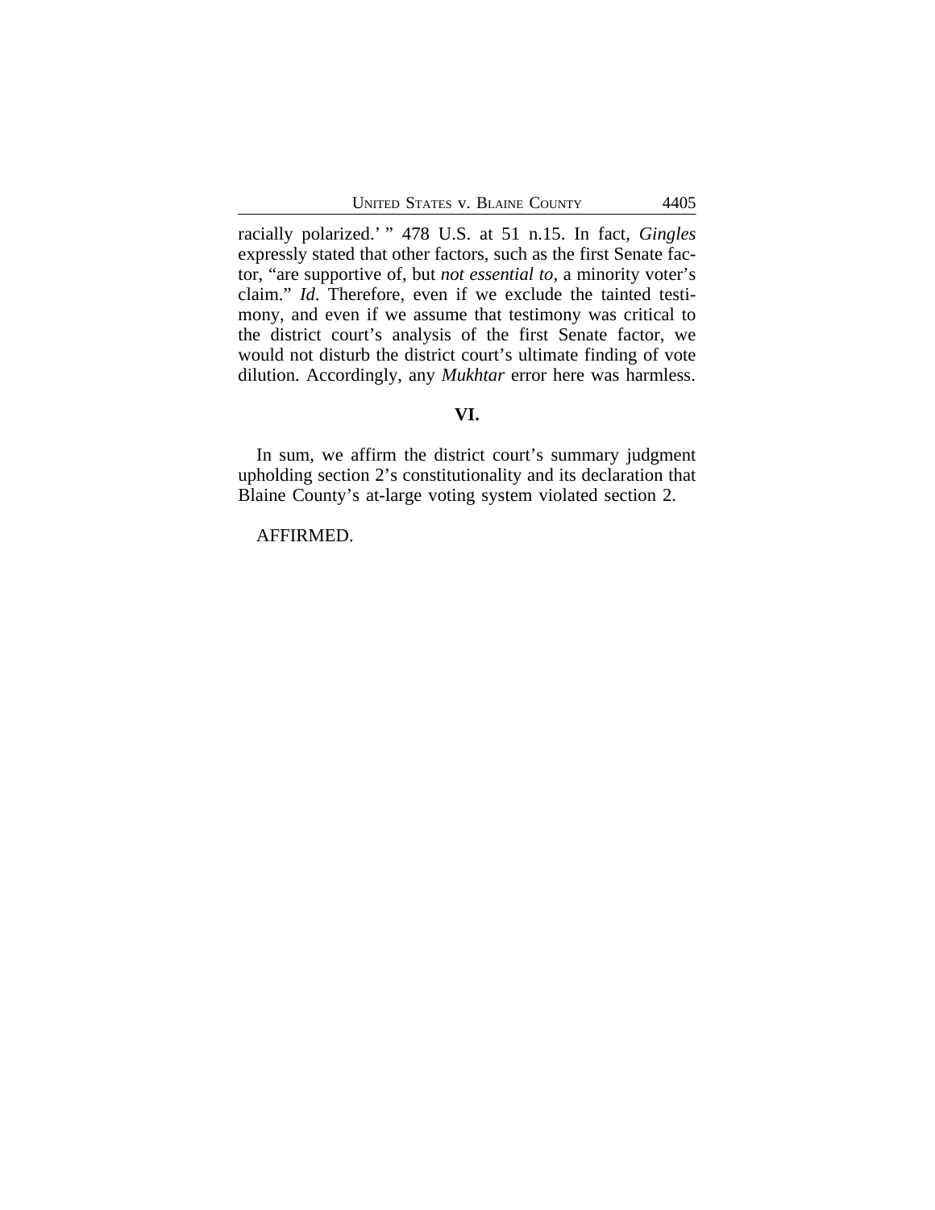racially polarized.' " 478 U.S. at 51 n.15. In fact, *Gingles* expressly stated that other factors, such as the first Senate factor, "are supportive of, but *not essential to*, a minority voter's claim." *Id*. Therefore, even if we exclude the tainted testimony, and even if we assume that testimony was critical to the district court's analysis of the first Senate factor, we would not disturb the district court's ultimate finding of vote dilution. Accordingly, any *Mukhtar* error here was harmless.

## VI.

In sum, we affirm the district court's summary judgment upholding section 2's constitutionality and its declaration that Blaine County's at-large voting system violated section 2.

AFFIRMED.